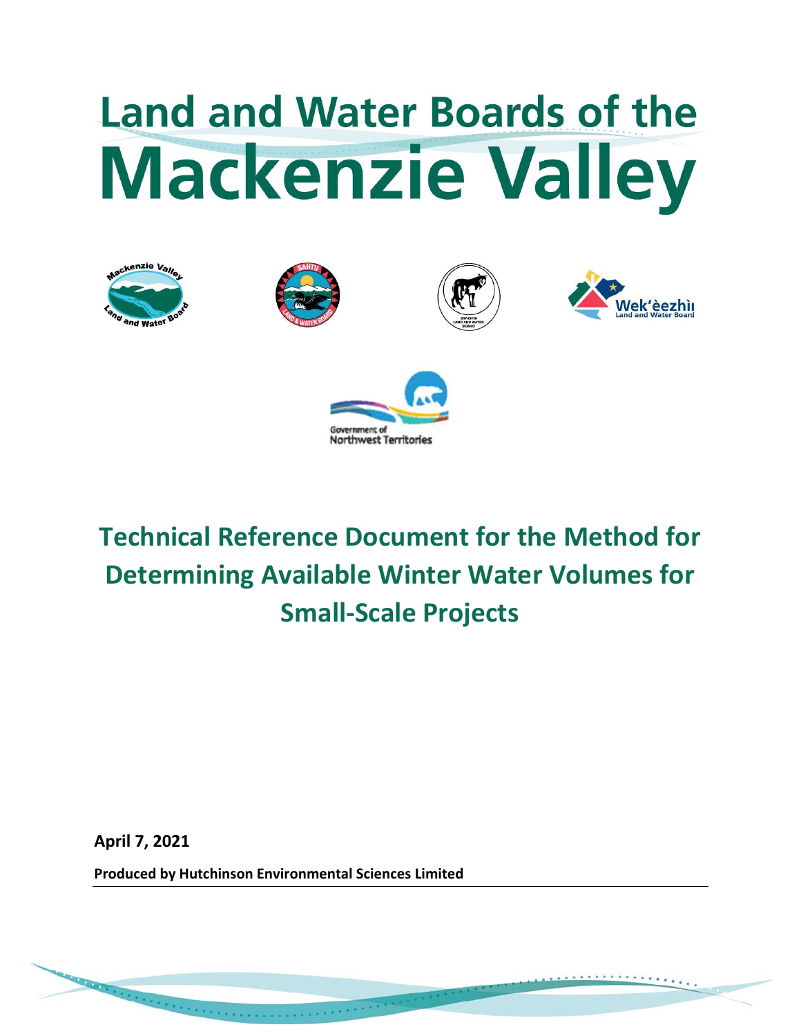# Land and Water Boards of the Mackenzie Valley

# Technical Reference Document for the Method for Determining Available Winter Water Volumes for Small-Scale Projects

**April 7, 2021**

**Produced by Hutchinson Environmental Sciences Limited**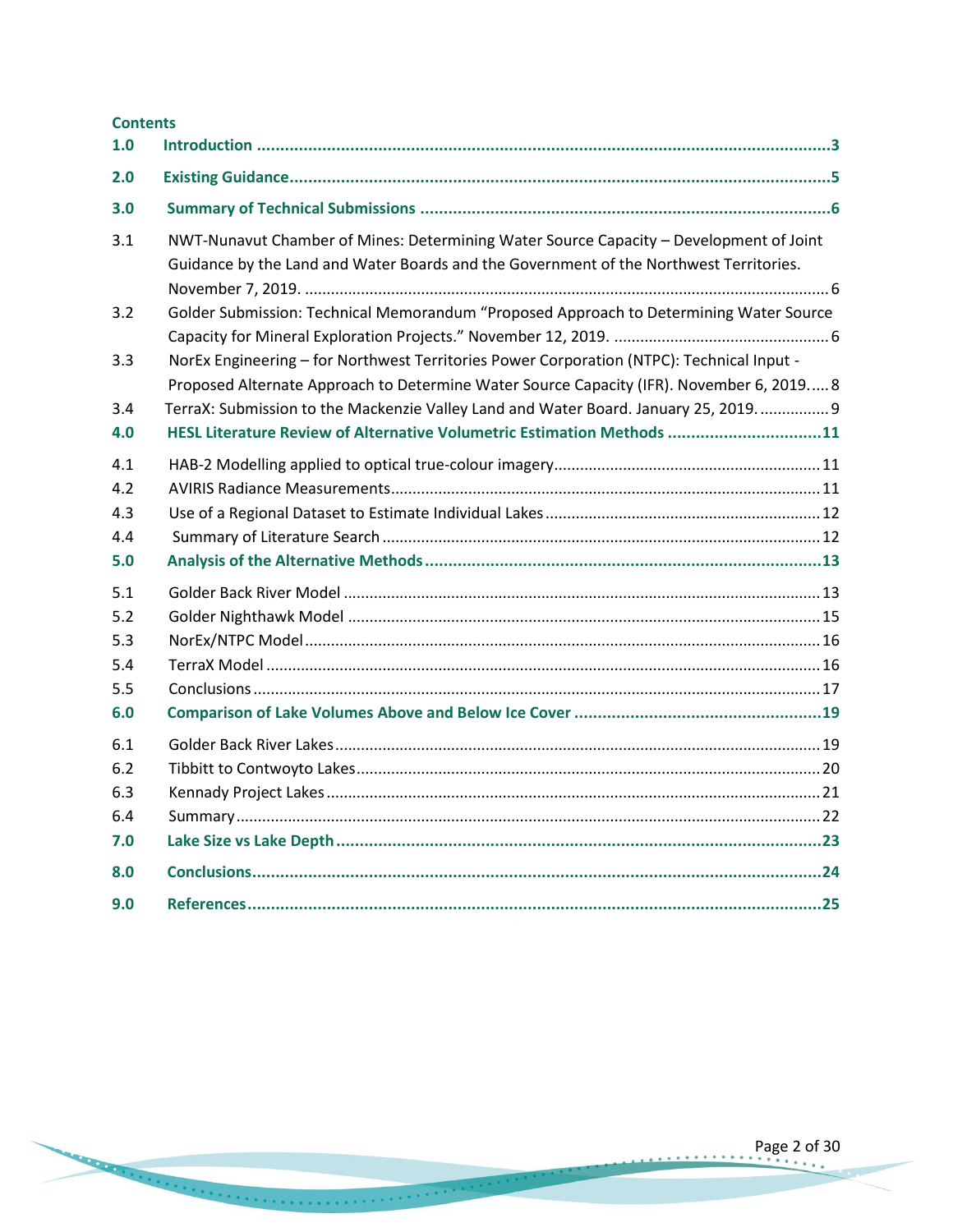**Contents**

| | | |
|---|---|---|
| **1.0** | **Introduction** | **3** |
| **2.0** | **Existing Guidance** | **5** |
| **3.0** | **Summary of Technical Submissions** | **6** |
| 3.1 | NWT-Nunavut Chamber of Mines: Determining Water Source Capacity – Development of Joint Guidance by the Land and Water Boards and the Government of the Northwest Territories. November 7, 2019. | 6 |
| 3.2 | Golder Submission: Technical Memorandum "Proposed Approach to Determining Water Source Capacity for Mineral Exploration Projects." November 12, 2019. | 6 |
| 3.3 | NorEx Engineering – for Northwest Territories Power Corporation (NTPC): Technical Input - Proposed Alternate Approach to Determine Water Source Capacity (IFR). November 6, 2019. | 8 |
| 3.4 | TerraX: Submission to the Mackenzie Valley Land and Water Board. January 25, 2019. | 9 |
| **4.0** | **HESL Literature Review of Alternative Volumetric Estimation Methods** | **11** |
| 4.1 | HAB-2 Modelling applied to optical true-colour imagery | 11 |
| 4.2 | AVIRIS Radiance Measurements | 11 |
| 4.3 | Use of a Regional Dataset to Estimate Individual Lakes | 12 |
| 4.4 | Summary of Literature Search | 12 |
| **5.0** | **Analysis of the Alternative Methods** | **13** |
| 5.1 | Golder Back River Model | 13 |
| 5.2 | Golder Nighthawk Model | 15 |
| 5.3 | NorEx/NTPC Model | 16 |
| 5.4 | TerraX Model | 16 |
| 5.5 | Conclusions | 17 |
| **6.0** | **Comparison of Lake Volumes Above and Below Ice Cover** | **19** |
| 6.1 | Golder Back River Lakes | 19 |
| 6.2 | Tibbitt to Contwoyto Lakes | 20 |
| 6.3 | Kennady Project Lakes | 21 |
| 6.4 | Summary | 22 |
| **7.0** | **Lake Size vs Lake Depth** | **23** |
| **8.0** | **Conclusions** | **24** |
| **9.0** | **References** | **25** |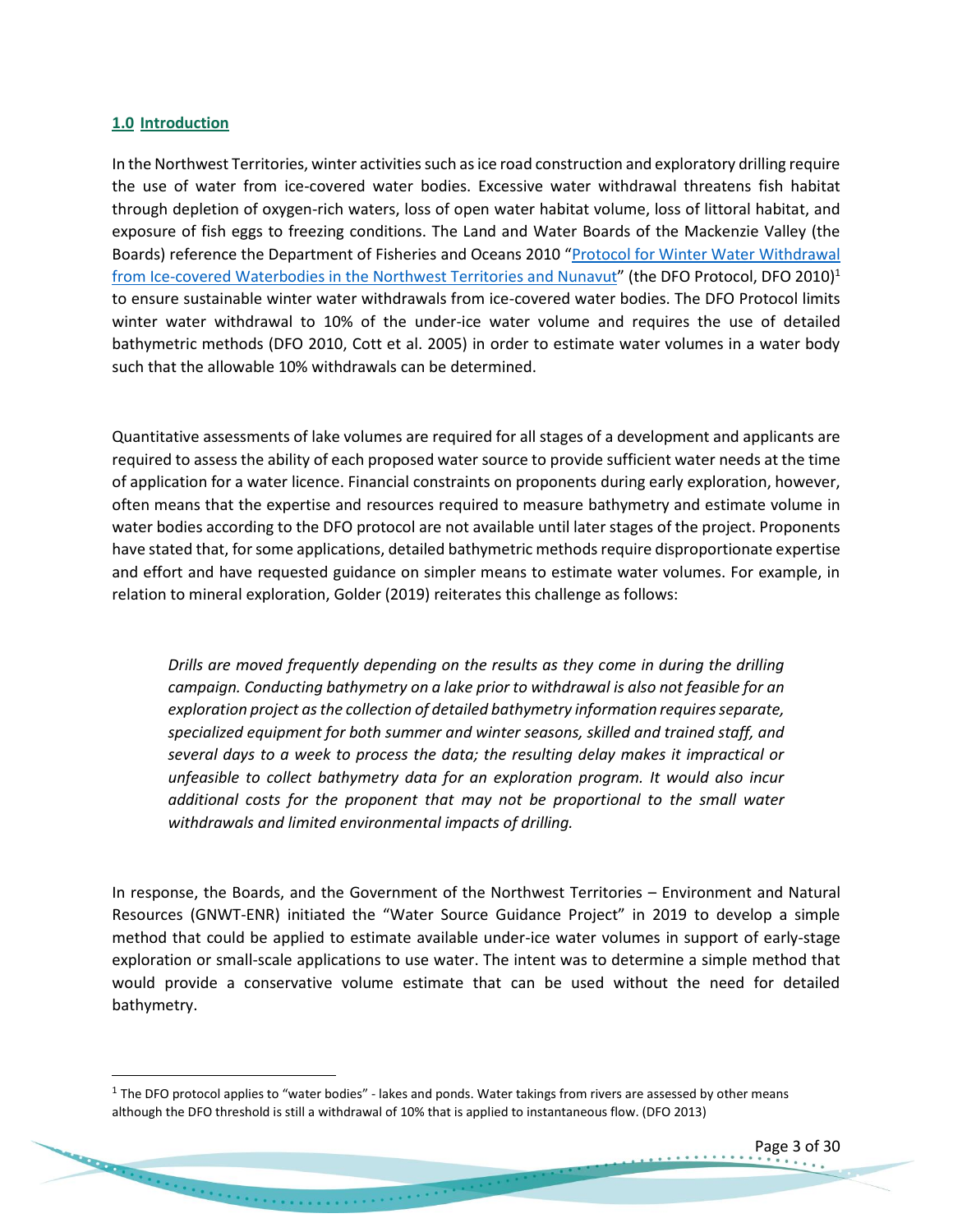## 1.0 Introduction

In the Northwest Territories, winter activities such as ice road construction and exploratory drilling require the use of water from ice-covered water bodies. Excessive water withdrawal threatens fish habitat through depletion of oxygen-rich waters, loss of open water habitat volume, loss of littoral habitat, and exposure of fish eggs to freezing conditions. The Land and Water Boards of the Mackenzie Valley (the Boards) reference the Department of Fisheries and Oceans 2010 "Protocol for Winter Water Withdrawal from Ice-covered Waterbodies in the Northwest Territories and Nunavut" (the DFO Protocol, DFO 2010)[1] to ensure sustainable winter water withdrawals from ice-covered water bodies. The DFO Protocol limits winter water withdrawal to 10% of the under-ice water volume and requires the use of detailed bathymetric methods (DFO 2010, Cott et al. 2005) in order to estimate water volumes in a water body such that the allowable 10% withdrawals can be determined.

Quantitative assessments of lake volumes are required for all stages of a development and applicants are required to assess the ability of each proposed water source to provide sufficient water needs at the time of application for a water licence. Financial constraints on proponents during early exploration, however, often means that the expertise and resources required to measure bathymetry and estimate volume in water bodies according to the DFO protocol are not available until later stages of the project. Proponents have stated that, for some applications, detailed bathymetric methods require disproportionate expertise and effort and have requested guidance on simpler means to estimate water volumes. For example, in relation to mineral exploration, Golder (2019) reiterates this challenge as follows:

> *Drills are moved frequently depending on the results as they come in during the drilling campaign. Conducting bathymetry on a lake prior to withdrawal is also not feasible for an exploration project as the collection of detailed bathymetry information requires separate, specialized equipment for both summer and winter seasons, skilled and trained staff, and several days to a week to process the data; the resulting delay makes it impractical or unfeasible to collect bathymetry data for an exploration program. It would also incur additional costs for the proponent that may not be proportional to the small water withdrawals and limited environmental impacts of drilling.*

In response, the Boards, and the Government of the Northwest Territories – Environment and Natural Resources (GNWT-ENR) initiated the "Water Source Guidance Project" in 2019 to develop a simple method that could be applied to estimate available under-ice water volumes in support of early-stage exploration or small-scale applications to use water. The intent was to determine a simple method that would provide a conservative volume estimate that can be used without the need for detailed bathymetry.

---

[1] The DFO protocol applies to "water bodies" - lakes and ponds. Water takings from rivers are assessed by other means although the DFO threshold is still a withdrawal of 10% that is applied to instantaneous flow. (DFO 2013)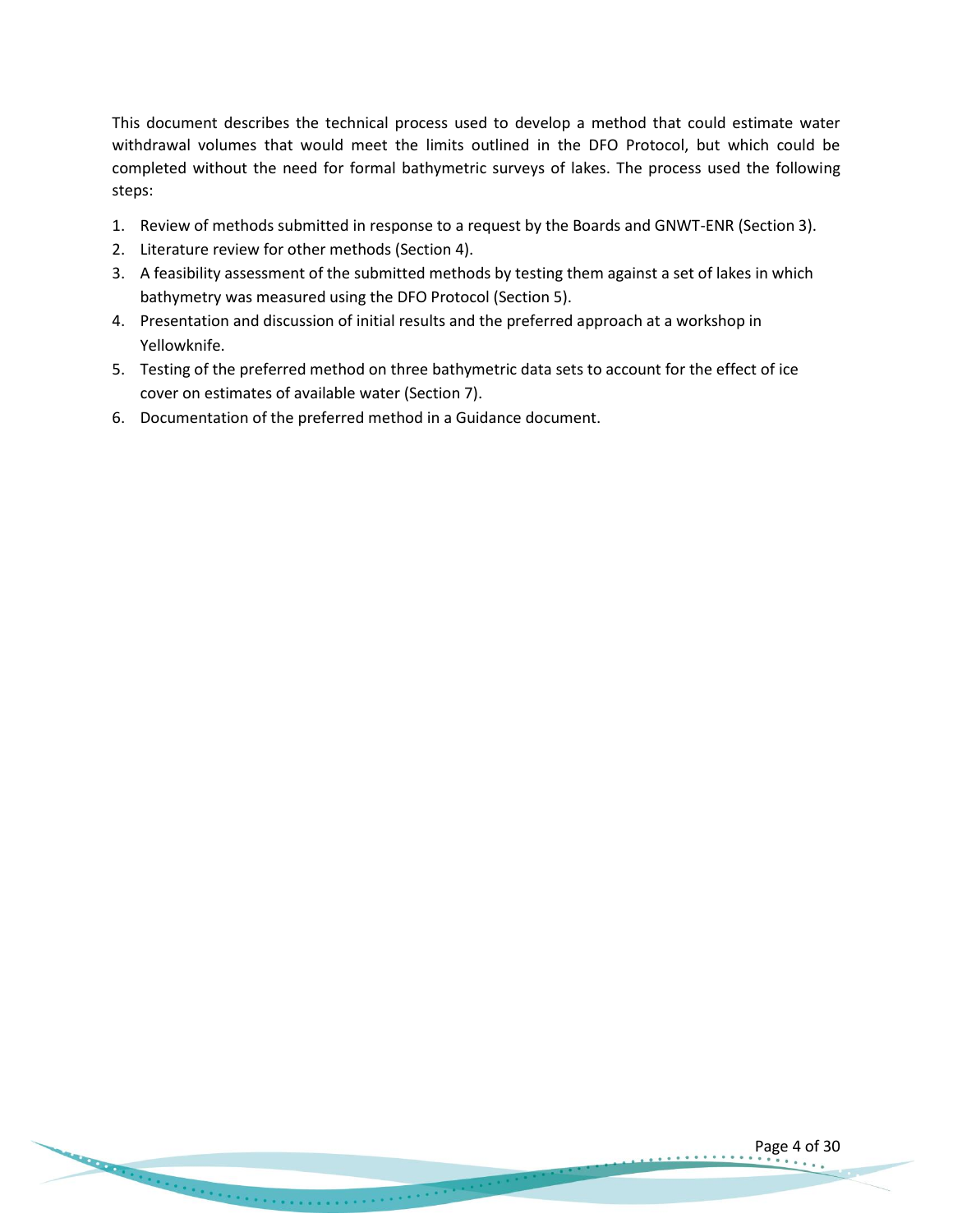This document describes the technical process used to develop a method that could estimate water withdrawal volumes that would meet the limits outlined in the DFO Protocol, but which could be completed without the need for formal bathymetric surveys of lakes. The process used the following steps:

1. Review of methods submitted in response to a request by the Boards and GNWT-ENR (Section 3).
2. Literature review for other methods (Section 4).
3. A feasibility assessment of the submitted methods by testing them against a set of lakes in which bathymetry was measured using the DFO Protocol (Section 5).
4. Presentation and discussion of initial results and the preferred approach at a workshop in Yellowknife.
5. Testing of the preferred method on three bathymetric data sets to account for the effect of ice cover on estimates of available water (Section 7).
6. Documentation of the preferred method in a Guidance document.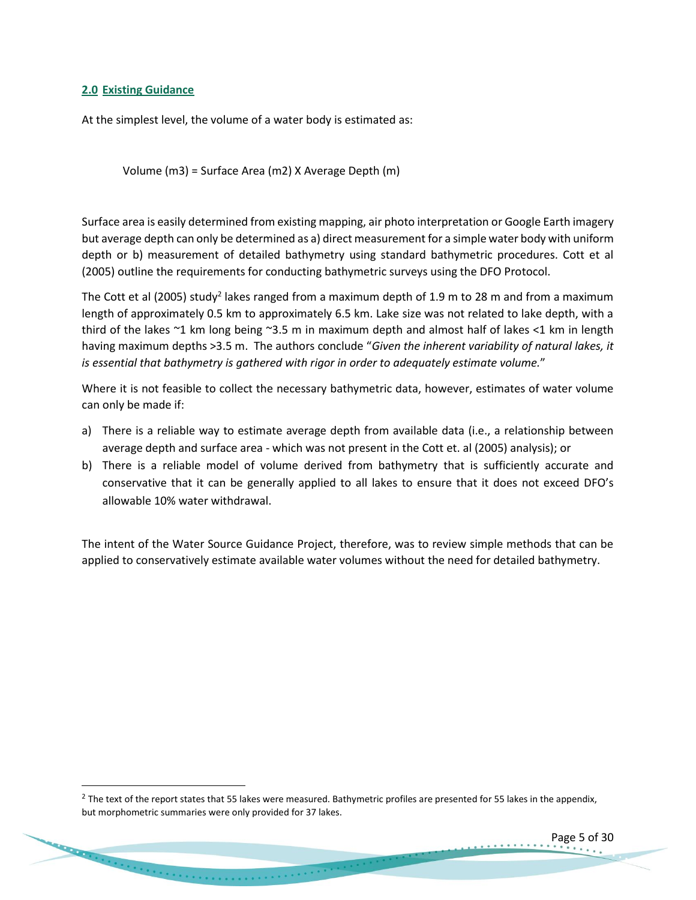## 2.0 Existing Guidance

At the simplest level, the volume of a water body is estimated as:

Volume (m3) = Surface Area (m2) X Average Depth (m)

Surface area is easily determined from existing mapping, air photo interpretation or Google Earth imagery but average depth can only be determined as a) direct measurement for a simple water body with uniform depth or b) measurement of detailed bathymetry using standard bathymetric procedures. Cott et al (2005) outline the requirements for conducting bathymetric surveys using the DFO Protocol.

The Cott et al (2005) study[2] lakes ranged from a maximum depth of 1.9 m to 28 m and from a maximum length of approximately 0.5 km to approximately 6.5 km. Lake size was not related to lake depth, with a third of the lakes ~1 km long being ~3.5 m in maximum depth and almost half of lakes <1 km in length having maximum depths >3.5 m. The authors conclude "*Given the inherent variability of natural lakes, it is essential that bathymetry is gathered with rigor in order to adequately estimate volume.*"

Where it is not feasible to collect the necessary bathymetric data, however, estimates of water volume can only be made if:

a) There is a reliable way to estimate average depth from available data (i.e., a relationship between average depth and surface area - which was not present in the Cott et. al (2005) analysis); or
b) There is a reliable model of volume derived from bathymetry that is sufficiently accurate and conservative that it can be generally applied to all lakes to ensure that it does not exceed DFO's allowable 10% water withdrawal.

The intent of the Water Source Guidance Project, therefore, was to review simple methods that can be applied to conservatively estimate available water volumes without the need for detailed bathymetry.

[2] The text of the report states that 55 lakes were measured. Bathymetric profiles are presented for 55 lakes in the appendix, but morphometric summaries were only provided for 37 lakes.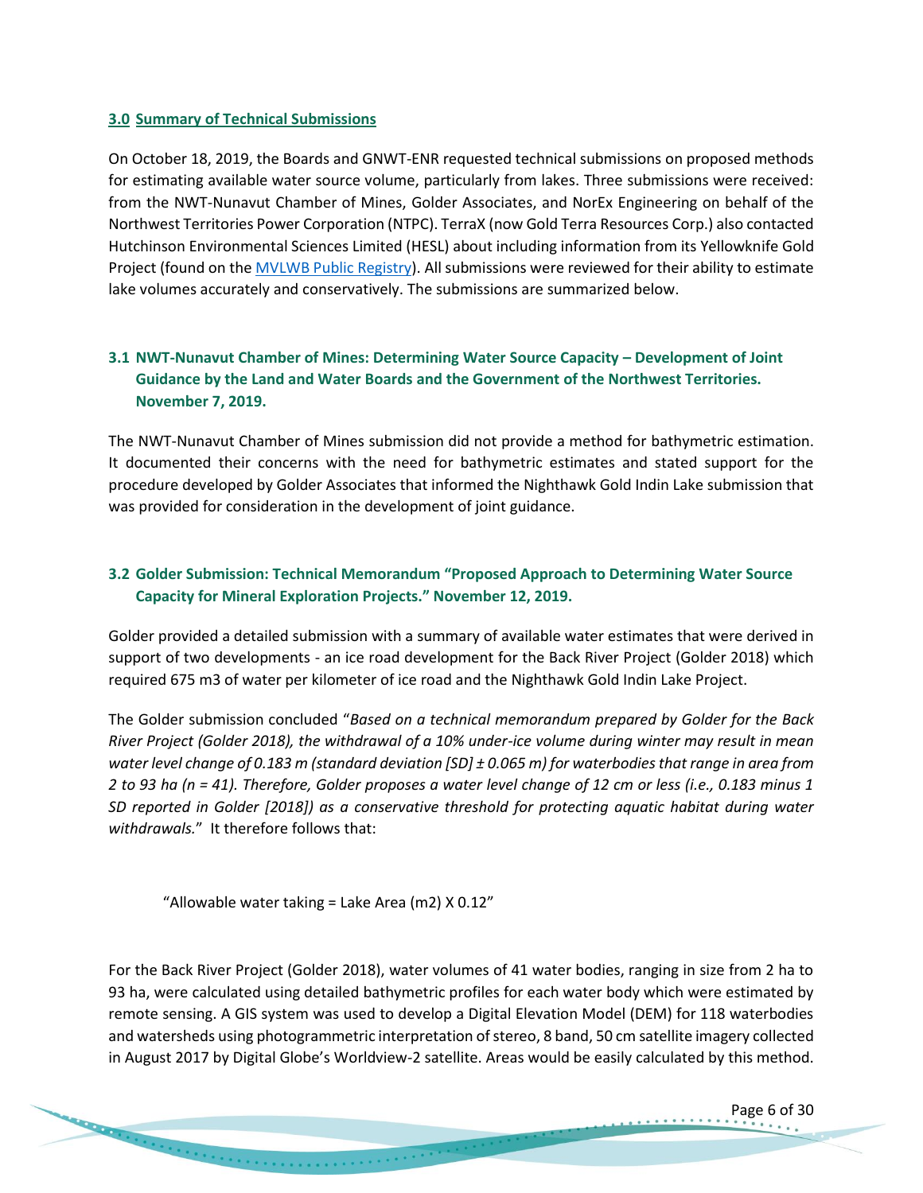## 3.0 Summary of Technical Submissions

On October 18, 2019, the Boards and GNWT-ENR requested technical submissions on proposed methods for estimating available water source volume, particularly from lakes. Three submissions were received: from the NWT-Nunavut Chamber of Mines, Golder Associates, and NorEx Engineering on behalf of the Northwest Territories Power Corporation (NTPC). TerraX (now Gold Terra Resources Corp.) also contacted Hutchinson Environmental Sciences Limited (HESL) about including information from its Yellowknife Gold Project (found on the [MVLWB Public Registry](MVLWB Public Registry)). All submissions were reviewed for their ability to estimate lake volumes accurately and conservatively. The submissions are summarized below.

### 3.1 NWT-Nunavut Chamber of Mines: Determining Water Source Capacity – Development of Joint Guidance by the Land and Water Boards and the Government of the Northwest Territories. November 7, 2019.

The NWT-Nunavut Chamber of Mines submission did not provide a method for bathymetric estimation. It documented their concerns with the need for bathymetric estimates and stated support for the procedure developed by Golder Associates that informed the Nighthawk Gold Indin Lake submission that was provided for consideration in the development of joint guidance.

### 3.2 Golder Submission: Technical Memorandum "Proposed Approach to Determining Water Source Capacity for Mineral Exploration Projects." November 12, 2019.

Golder provided a detailed submission with a summary of available water estimates that were derived in support of two developments - an ice road development for the Back River Project (Golder 2018) which required 675 m3 of water per kilometer of ice road and the Nighthawk Gold Indin Lake Project.

The Golder submission concluded "*Based on a technical memorandum prepared by Golder for the Back River Project (Golder 2018), the withdrawal of a 10% under-ice volume during winter may result in mean water level change of 0.183 m (standard deviation [SD] ± 0.065 m) for waterbodies that range in area from 2 to 93 ha (n = 41). Therefore, Golder proposes a water level change of 12 cm or less (i.e., 0.183 minus 1 SD reported in Golder [2018]) as a conservative threshold for protecting aquatic habitat during water withdrawals.*" It therefore follows that:

"Allowable water taking = Lake Area (m2) X 0.12"

For the Back River Project (Golder 2018), water volumes of 41 water bodies, ranging in size from 2 ha to 93 ha, were calculated using detailed bathymetric profiles for each water body which were estimated by remote sensing. A GIS system was used to develop a Digital Elevation Model (DEM) for 118 waterbodies and watersheds using photogrammetric interpretation of stereo, 8 band, 50 cm satellite imagery collected in August 2017 by Digital Globe's Worldview-2 satellite. Areas would be easily calculated by this method.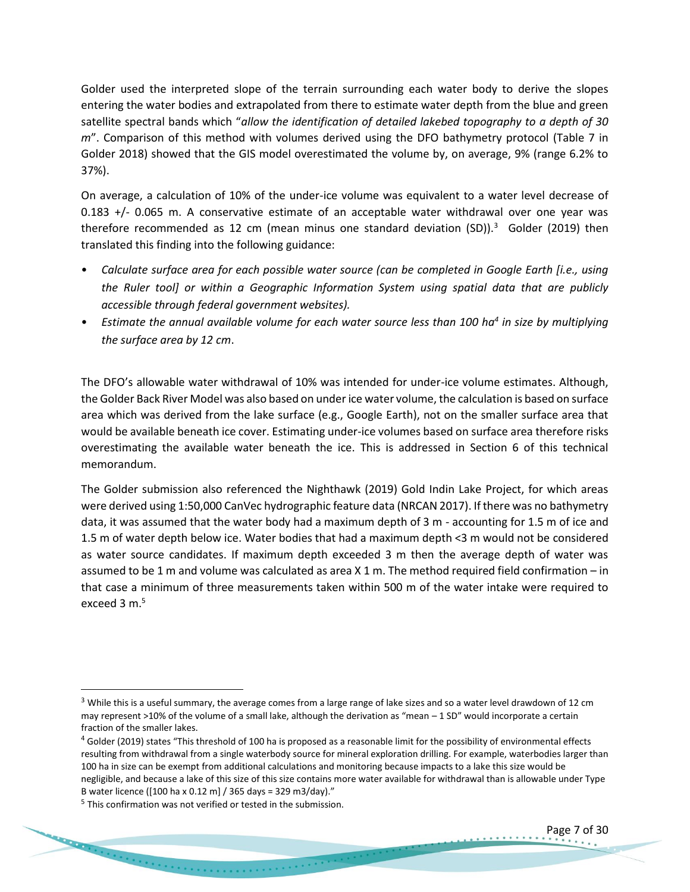Golder used the interpreted slope of the terrain surrounding each water body to derive the slopes entering the water bodies and extrapolated from there to estimate water depth from the blue and green satellite spectral bands which "*allow the identification of detailed lakebed topography to a depth of 30 m*". Comparison of this method with volumes derived using the DFO bathymetry protocol (Table 7 in Golder 2018) showed that the GIS model overestimated the volume by, on average, 9% (range 6.2% to 37%).

On average, a calculation of 10% of the under-ice volume was equivalent to a water level decrease of 0.183 +/- 0.065 m. A conservative estimate of an acceptable water withdrawal over one year was therefore recommended as 12 cm (mean minus one standard deviation (SD)).[3] Golder (2019) then translated this finding into the following guidance:

- *Calculate surface area for each possible water source (can be completed in Google Earth [i.e., using the Ruler tool] or within a Geographic Information System using spatial data that are publicly accessible through federal government websites).*
- *Estimate the annual available volume for each water source less than 100 ha[4] in size by multiplying the surface area by 12 cm*.

The DFO's allowable water withdrawal of 10% was intended for under-ice volume estimates. Although, the Golder Back River Model was also based on under ice water volume, the calculation is based on surface area which was derived from the lake surface (e.g., Google Earth), not on the smaller surface area that would be available beneath ice cover. Estimating under-ice volumes based on surface area therefore risks overestimating the available water beneath the ice. This is addressed in Section 6 of this technical memorandum.

The Golder submission also referenced the Nighthawk (2019) Gold Indin Lake Project, for which areas were derived using 1:50,000 CanVec hydrographic feature data (NRCAN 2017). If there was no bathymetry data, it was assumed that the water body had a maximum depth of 3 m - accounting for 1.5 m of ice and 1.5 m of water depth below ice. Water bodies that had a maximum depth <3 m would not be considered as water source candidates. If maximum depth exceeded 3 m then the average depth of water was assumed to be 1 m and volume was calculated as area X 1 m. The method required field confirmation – in that case a minimum of three measurements taken within 500 m of the water intake were required to exceed 3 m.[5]

---

[3] While this is a useful summary, the average comes from a large range of lake sizes and so a water level drawdown of 12 cm may represent >10% of the volume of a small lake, although the derivation as "mean – 1 SD" would incorporate a certain fraction of the smaller lakes.

[4] Golder (2019) states "This threshold of 100 ha is proposed as a reasonable limit for the possibility of environmental effects resulting from withdrawal from a single waterbody source for mineral exploration drilling. For example, waterbodies larger than 100 ha in size can be exempt from additional calculations and monitoring because impacts to a lake this size would be negligible, and because a lake of this size of this size contains more water available for withdrawal than is allowable under Type B water licence ([100 ha x 0.12 m] / 365 days = 329 m3/day)."

[5] This confirmation was not verified or tested in the submission.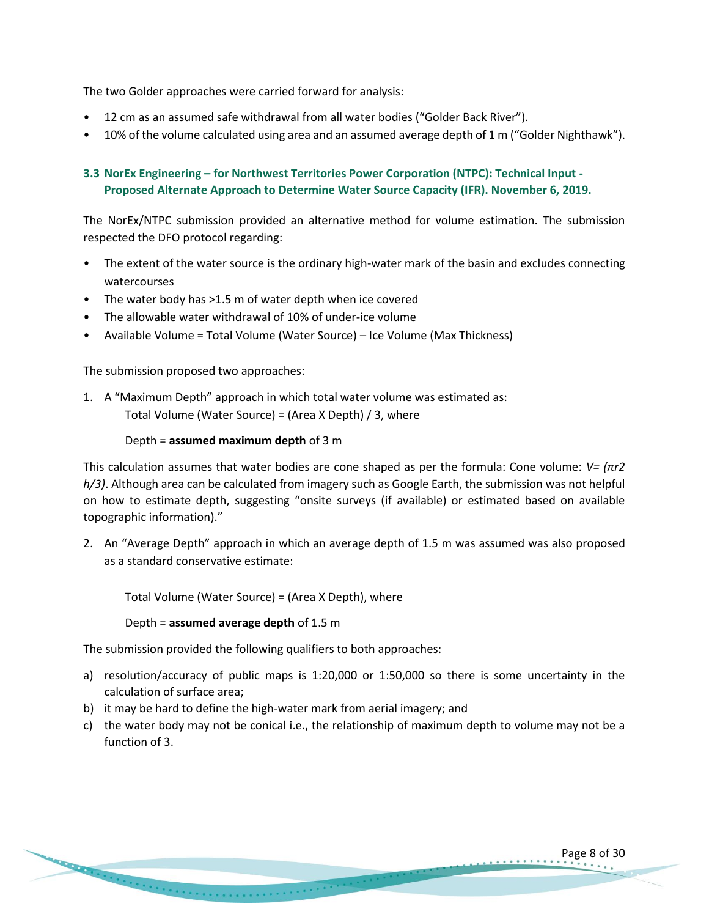The two Golder approaches were carried forward for analysis:

- 12 cm as an assumed safe withdrawal from all water bodies ("Golder Back River").
- 10% of the volume calculated using area and an assumed average depth of 1 m ("Golder Nighthawk").

### 3.3 NorEx Engineering – for Northwest Territories Power Corporation (NTPC): Technical Input - Proposed Alternate Approach to Determine Water Source Capacity (IFR). November 6, 2019.

The NorEx/NTPC submission provided an alternative method for volume estimation. The submission respected the DFO protocol regarding:

- The extent of the water source is the ordinary high-water mark of the basin and excludes connecting watercourses
- The water body has >1.5 m of water depth when ice covered
- The allowable water withdrawal of 10% of under-ice volume
- Available Volume = Total Volume (Water Source) – Ice Volume (Max Thickness)

The submission proposed two approaches:

1. A "Maximum Depth" approach in which total water volume was estimated as:

   Total Volume (Water Source) = (Area X Depth) / 3, where

   Depth = **assumed maximum depth** of 3 m

This calculation assumes that water bodies are cone shaped as per the formula: Cone volume: $V = (\pi r^2 h/3)$. Although area can be calculated from imagery such as Google Earth, the submission was not helpful on how to estimate depth, suggesting "onsite surveys (if available) or estimated based on available topographic information)."

2. An "Average Depth" approach in which an average depth of 1.5 m was assumed was also proposed as a standard conservative estimate:

   Total Volume (Water Source) = (Area X Depth), where

   Depth = **assumed average depth** of 1.5 m

The submission provided the following qualifiers to both approaches:

a) resolution/accuracy of public maps is 1:20,000 or 1:50,000 so there is some uncertainty in the calculation of surface area;
b) it may be hard to define the high-water mark from aerial imagery; and
c) the water body may not be conical i.e., the relationship of maximum depth to volume may not be a function of 3.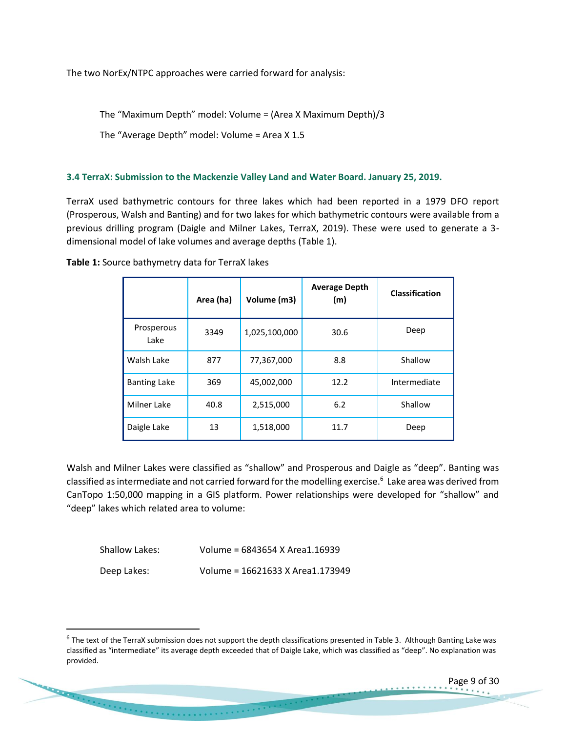The two NorEx/NTPC approaches were carried forward for analysis:

The "Maximum Depth" model: Volume = (Area X Maximum Depth)/3

The "Average Depth" model: Volume = Area X 1.5

### 3.4 TerraX: Submission to the Mackenzie Valley Land and Water Board. January 25, 2019.

TerraX used bathymetric contours for three lakes which had been reported in a 1979 DFO report (Prosperous, Walsh and Banting) and for two lakes for which bathymetric contours were available from a previous drilling program (Daigle and Milner Lakes, TerraX, 2019). These were used to generate a 3-dimensional model of lake volumes and average depths (Table 1).

**Table 1:** Source bathymetry data for TerraX lakes

| | Area (ha) | Volume (m3) | Average Depth (m) | Classification |
|---|---|---|---|---|
| Prosperous Lake | 3349 | 1,025,100,000 | 30.6 | Deep |
| Walsh Lake | 877 | 77,367,000 | 8.8 | Shallow |
| Banting Lake | 369 | 45,002,000 | 12.2 | Intermediate |
| Milner Lake | 40.8 | 2,515,000 | 6.2 | Shallow |
| Daigle Lake | 13 | 1,518,000 | 11.7 | Deep |

Walsh and Milner Lakes were classified as "shallow" and Prosperous and Daigle as "deep". Banting was classified as intermediate and not carried forward for the modelling exercise.[6] Lake area was derived from CanTopo 1:50,000 mapping in a GIS platform. Power relationships were developed for "shallow" and "deep" lakes which related area to volume:

Shallow Lakes: Volume = 6843654 X Area1.16939

Deep Lakes: Volume = 16621633 X Area1.173949

[6] The text of the TerraX submission does not support the depth classifications presented in Table 3. Although Banting Lake was classified as "intermediate" its average depth exceeded that of Daigle Lake, which was classified as "deep". No explanation was provided.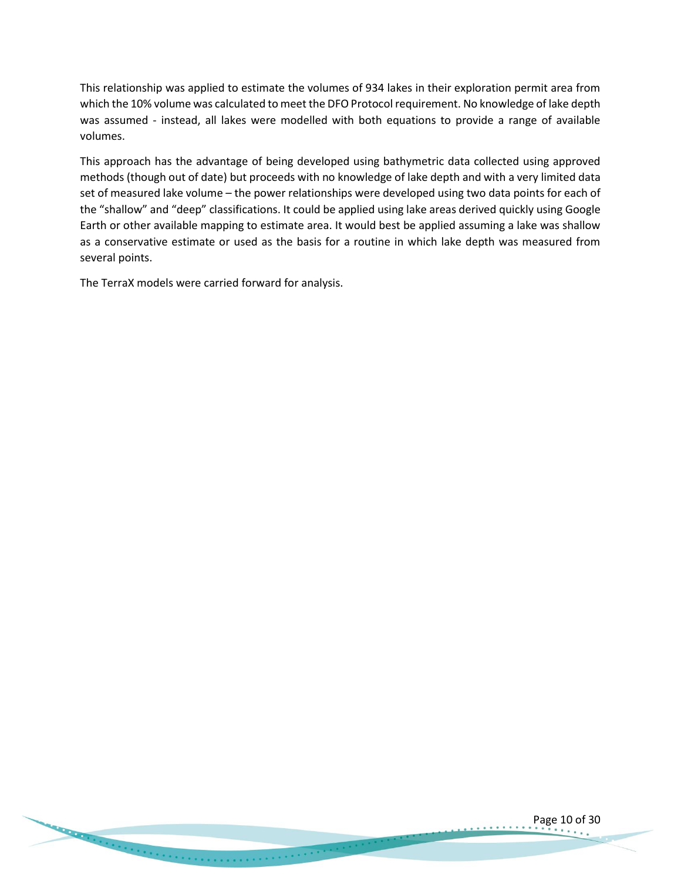This relationship was applied to estimate the volumes of 934 lakes in their exploration permit area from which the 10% volume was calculated to meet the DFO Protocol requirement. No knowledge of lake depth was assumed - instead, all lakes were modelled with both equations to provide a range of available volumes.

This approach has the advantage of being developed using bathymetric data collected using approved methods (though out of date) but proceeds with no knowledge of lake depth and with a very limited data set of measured lake volume – the power relationships were developed using two data points for each of the "shallow" and "deep" classifications. It could be applied using lake areas derived quickly using Google Earth or other available mapping to estimate area. It would best be applied assuming a lake was shallow as a conservative estimate or used as the basis for a routine in which lake depth was measured from several points.

The TerraX models were carried forward for analysis.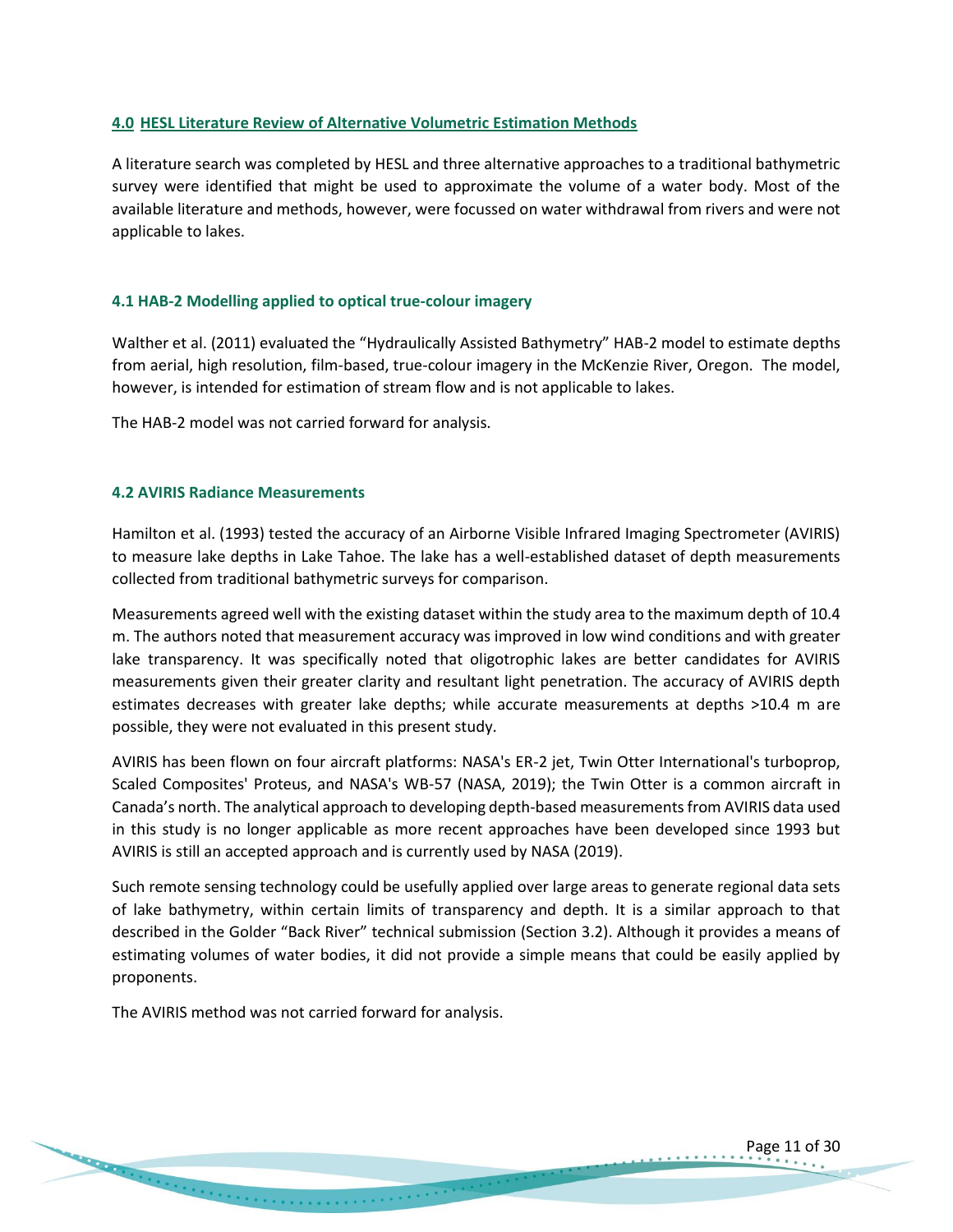## 4.0 HESL Literature Review of Alternative Volumetric Estimation Methods

A literature search was completed by HESL and three alternative approaches to a traditional bathymetric survey were identified that might be used to approximate the volume of a water body. Most of the available literature and methods, however, were focussed on water withdrawal from rivers and were not applicable to lakes.

### 4.1 HAB-2 Modelling applied to optical true-colour imagery

Walther et al. (2011) evaluated the "Hydraulically Assisted Bathymetry" HAB-2 model to estimate depths from aerial, high resolution, film-based, true-colour imagery in the McKenzie River, Oregon. The model, however, is intended for estimation of stream flow and is not applicable to lakes.

The HAB-2 model was not carried forward for analysis.

### 4.2 AVIRIS Radiance Measurements

Hamilton et al. (1993) tested the accuracy of an Airborne Visible Infrared Imaging Spectrometer (AVIRIS) to measure lake depths in Lake Tahoe. The lake has a well-established dataset of depth measurements collected from traditional bathymetric surveys for comparison.

Measurements agreed well with the existing dataset within the study area to the maximum depth of 10.4 m. The authors noted that measurement accuracy was improved in low wind conditions and with greater lake transparency. It was specifically noted that oligotrophic lakes are better candidates for AVIRIS measurements given their greater clarity and resultant light penetration. The accuracy of AVIRIS depth estimates decreases with greater lake depths; while accurate measurements at depths >10.4 m are possible, they were not evaluated in this present study.

AVIRIS has been flown on four aircraft platforms: NASA's ER-2 jet, Twin Otter International's turboprop, Scaled Composites' Proteus, and NASA's WB-57 (NASA, 2019); the Twin Otter is a common aircraft in Canada's north. The analytical approach to developing depth-based measurements from AVIRIS data used in this study is no longer applicable as more recent approaches have been developed since 1993 but AVIRIS is still an accepted approach and is currently used by NASA (2019).

Such remote sensing technology could be usefully applied over large areas to generate regional data sets of lake bathymetry, within certain limits of transparency and depth. It is a similar approach to that described in the Golder "Back River" technical submission (Section 3.2). Although it provides a means of estimating volumes of water bodies, it did not provide a simple means that could be easily applied by proponents.

The AVIRIS method was not carried forward for analysis.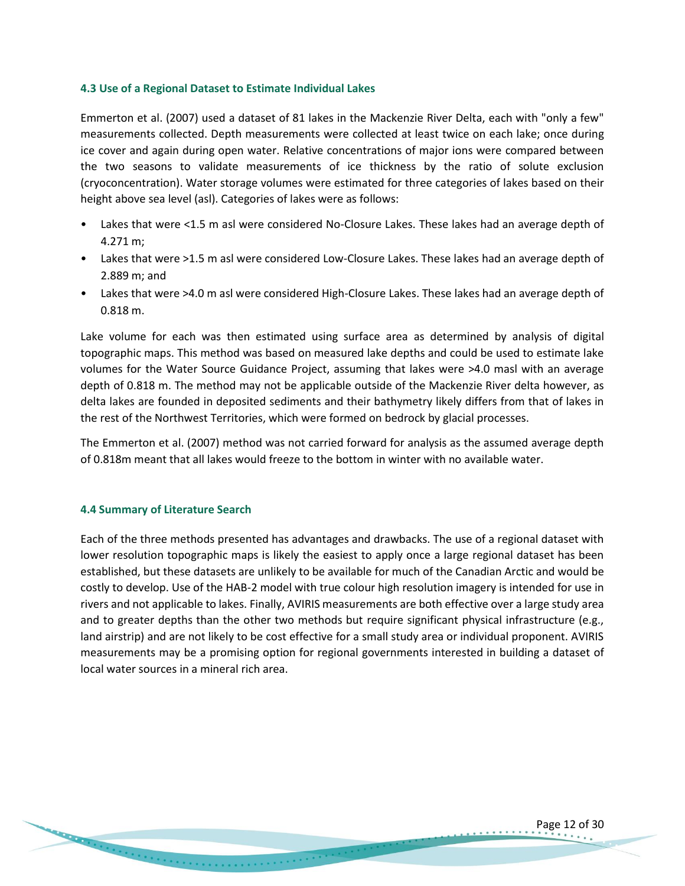### 4.3 Use of a Regional Dataset to Estimate Individual Lakes

Emmerton et al. (2007) used a dataset of 81 lakes in the Mackenzie River Delta, each with "only a few" measurements collected. Depth measurements were collected at least twice on each lake; once during ice cover and again during open water. Relative concentrations of major ions were compared between the two seasons to validate measurements of ice thickness by the ratio of solute exclusion (cryoconcentration). Water storage volumes were estimated for three categories of lakes based on their height above sea level (asl). Categories of lakes were as follows:

- Lakes that were <1.5 m asl were considered No-Closure Lakes. These lakes had an average depth of 4.271 m;
- Lakes that were >1.5 m asl were considered Low-Closure Lakes. These lakes had an average depth of 2.889 m; and
- Lakes that were >4.0 m asl were considered High-Closure Lakes. These lakes had an average depth of 0.818 m.

Lake volume for each was then estimated using surface area as determined by analysis of digital topographic maps. This method was based on measured lake depths and could be used to estimate lake volumes for the Water Source Guidance Project, assuming that lakes were >4.0 masl with an average depth of 0.818 m. The method may not be applicable outside of the Mackenzie River delta however, as delta lakes are founded in deposited sediments and their bathymetry likely differs from that of lakes in the rest of the Northwest Territories, which were formed on bedrock by glacial processes.

The Emmerton et al. (2007) method was not carried forward for analysis as the assumed average depth of 0.818m meant that all lakes would freeze to the bottom in winter with no available water.

### 4.4 Summary of Literature Search

Each of the three methods presented has advantages and drawbacks. The use of a regional dataset with lower resolution topographic maps is likely the easiest to apply once a large regional dataset has been established, but these datasets are unlikely to be available for much of the Canadian Arctic and would be costly to develop. Use of the HAB-2 model with true colour high resolution imagery is intended for use in rivers and not applicable to lakes. Finally, AVIRIS measurements are both effective over a large study area and to greater depths than the other two methods but require significant physical infrastructure (e.g., land airstrip) and are not likely to be cost effective for a small study area or individual proponent. AVIRIS measurements may be a promising option for regional governments interested in building a dataset of local water sources in a mineral rich area.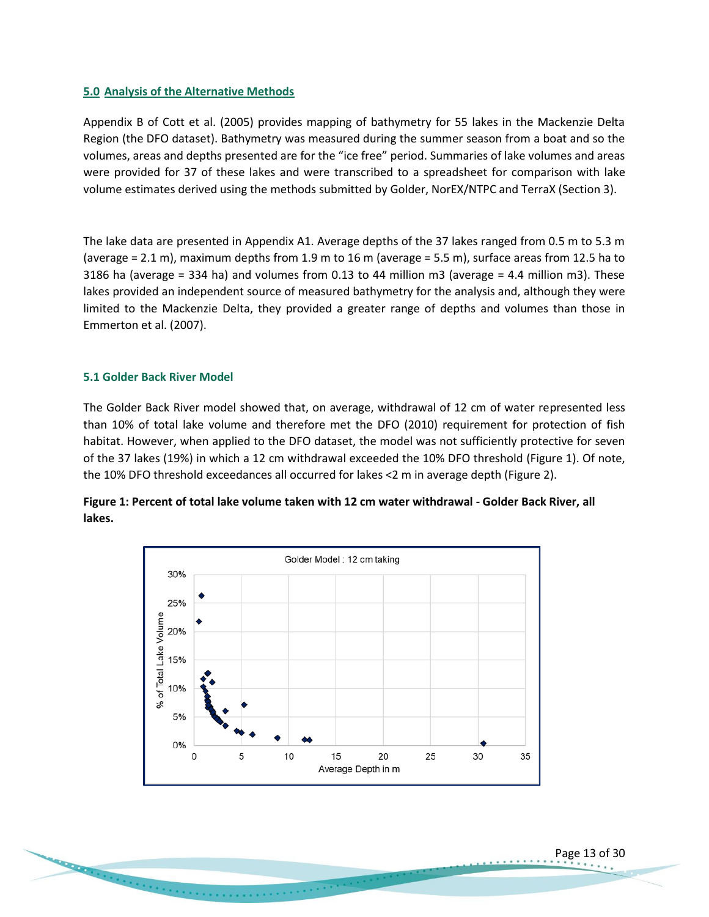## 5.0 Analysis of the Alternative Methods

Appendix B of Cott et al. (2005) provides mapping of bathymetry for 55 lakes in the Mackenzie Delta Region (the DFO dataset). Bathymetry was measured during the summer season from a boat and so the volumes, areas and depths presented are for the "ice free" period. Summaries of lake volumes and areas were provided for 37 of these lakes and were transcribed to a spreadsheet for comparison with lake volume estimates derived using the methods submitted by Golder, NorEX/NTPC and TerraX (Section 3).

The lake data are presented in Appendix A1. Average depths of the 37 lakes ranged from 0.5 m to 5.3 m (average = 2.1 m), maximum depths from 1.9 m to 16 m (average = 5.5 m), surface areas from 12.5 ha to 3186 ha (average = 334 ha) and volumes from 0.13 to 44 million m3 (average = 4.4 million m3). These lakes provided an independent source of measured bathymetry for the analysis and, although they were limited to the Mackenzie Delta, they provided a greater range of depths and volumes than those in Emmerton et al. (2007).

### 5.1 Golder Back River Model

The Golder Back River model showed that, on average, withdrawal of 12 cm of water represented less than 10% of total lake volume and therefore met the DFO (2010) requirement for protection of fish habitat. However, when applied to the DFO dataset, the model was not sufficiently protective for seven of the 37 lakes (19%) in which a 12 cm withdrawal exceeded the 10% DFO threshold (Figure 1). Of note, the 10% DFO threshold exceedances all occurred for lakes <2 m in average depth (Figure 2).

**Figure 1: Percent of total lake volume taken with 12 cm water withdrawal - Golder Back River, all lakes.**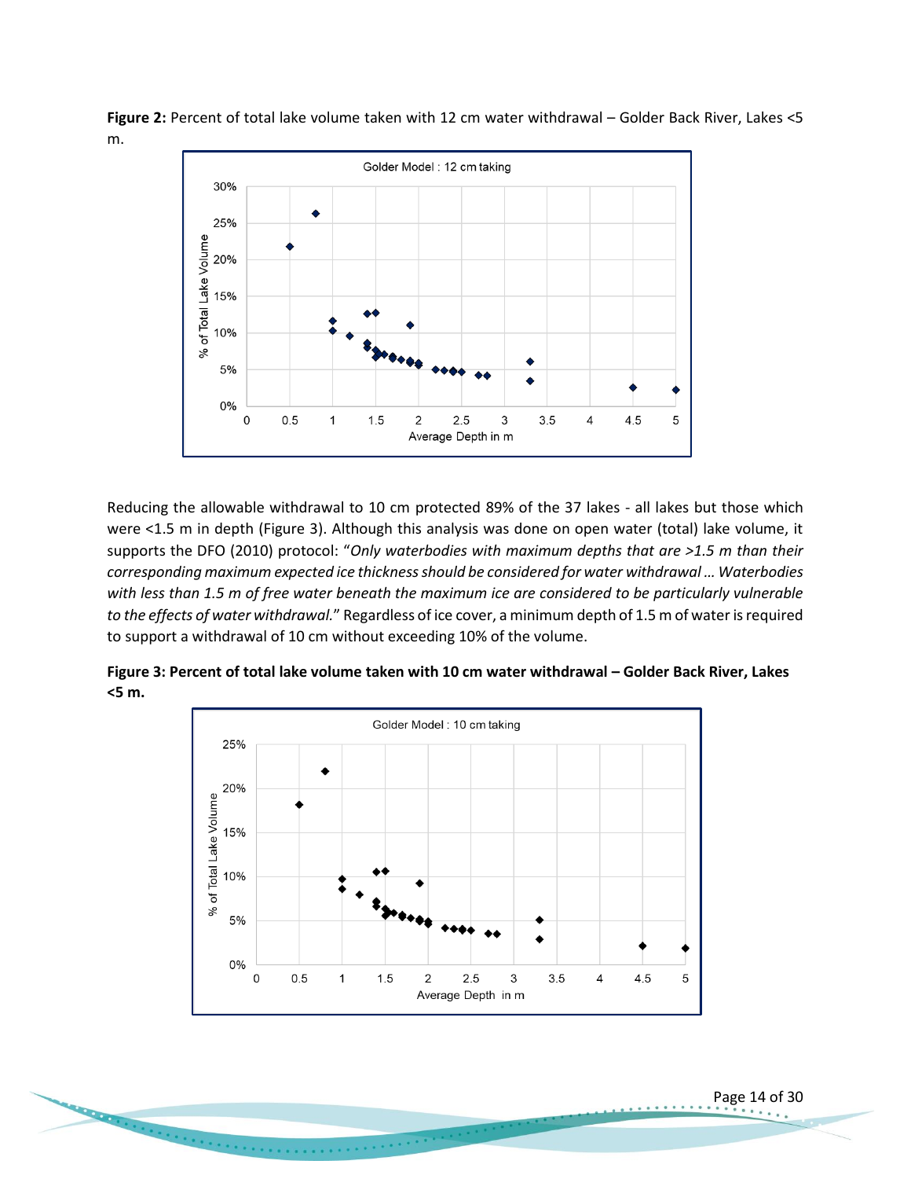**Figure 2:** Percent of total lake volume taken with 12 cm water withdrawal – Golder Back River, Lakes <5 m.

Reducing the allowable withdrawal to 10 cm protected 89% of the 37 lakes - all lakes but those which were <1.5 m in depth (Figure 3). Although this analysis was done on open water (total) lake volume, it supports the DFO (2010) protocol: "*Only waterbodies with maximum depths that are >1.5 m than their corresponding maximum expected ice thickness should be considered for water withdrawal … Waterbodies with less than 1.5 m of free water beneath the maximum ice are considered to be particularly vulnerable to the effects of water withdrawal.*" Regardless of ice cover, a minimum depth of 1.5 m of water is required to support a withdrawal of 10 cm without exceeding 10% of the volume.

**Figure 3: Percent of total lake volume taken with 10 cm water withdrawal – Golder Back River, Lakes <5 m.**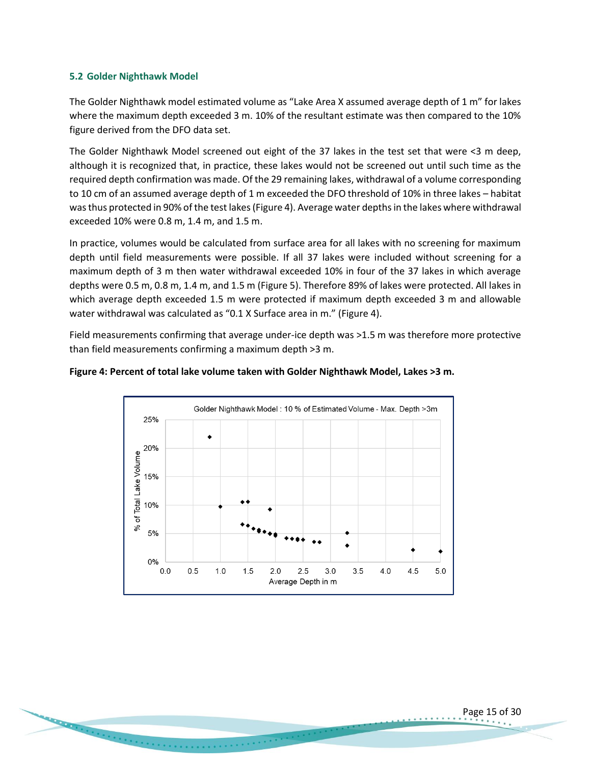### 5.2 Golder Nighthawk Model

The Golder Nighthawk model estimated volume as "Lake Area X assumed average depth of 1 m" for lakes where the maximum depth exceeded 3 m. 10% of the resultant estimate was then compared to the 10% figure derived from the DFO data set.

The Golder Nighthawk Model screened out eight of the 37 lakes in the test set that were <3 m deep, although it is recognized that, in practice, these lakes would not be screened out until such time as the required depth confirmation was made. Of the 29 remaining lakes, withdrawal of a volume corresponding to 10 cm of an assumed average depth of 1 m exceeded the DFO threshold of 10% in three lakes – habitat was thus protected in 90% of the test lakes (Figure 4). Average water depths in the lakes where withdrawal exceeded 10% were 0.8 m, 1.4 m, and 1.5 m.

In practice, volumes would be calculated from surface area for all lakes with no screening for maximum depth until field measurements were possible. If all 37 lakes were included without screening for a maximum depth of 3 m then water withdrawal exceeded 10% in four of the 37 lakes in which average depths were 0.5 m, 0.8 m, 1.4 m, and 1.5 m (Figure 5). Therefore 89% of lakes were protected. All lakes in which average depth exceeded 1.5 m were protected if maximum depth exceeded 3 m and allowable water withdrawal was calculated as "0.1 X Surface area in m." (Figure 4).

Field measurements confirming that average under-ice depth was >1.5 m was therefore more protective than field measurements confirming a maximum depth >3 m.

**Figure 4: Percent of total lake volume taken with Golder Nighthawk Model, Lakes >3 m.**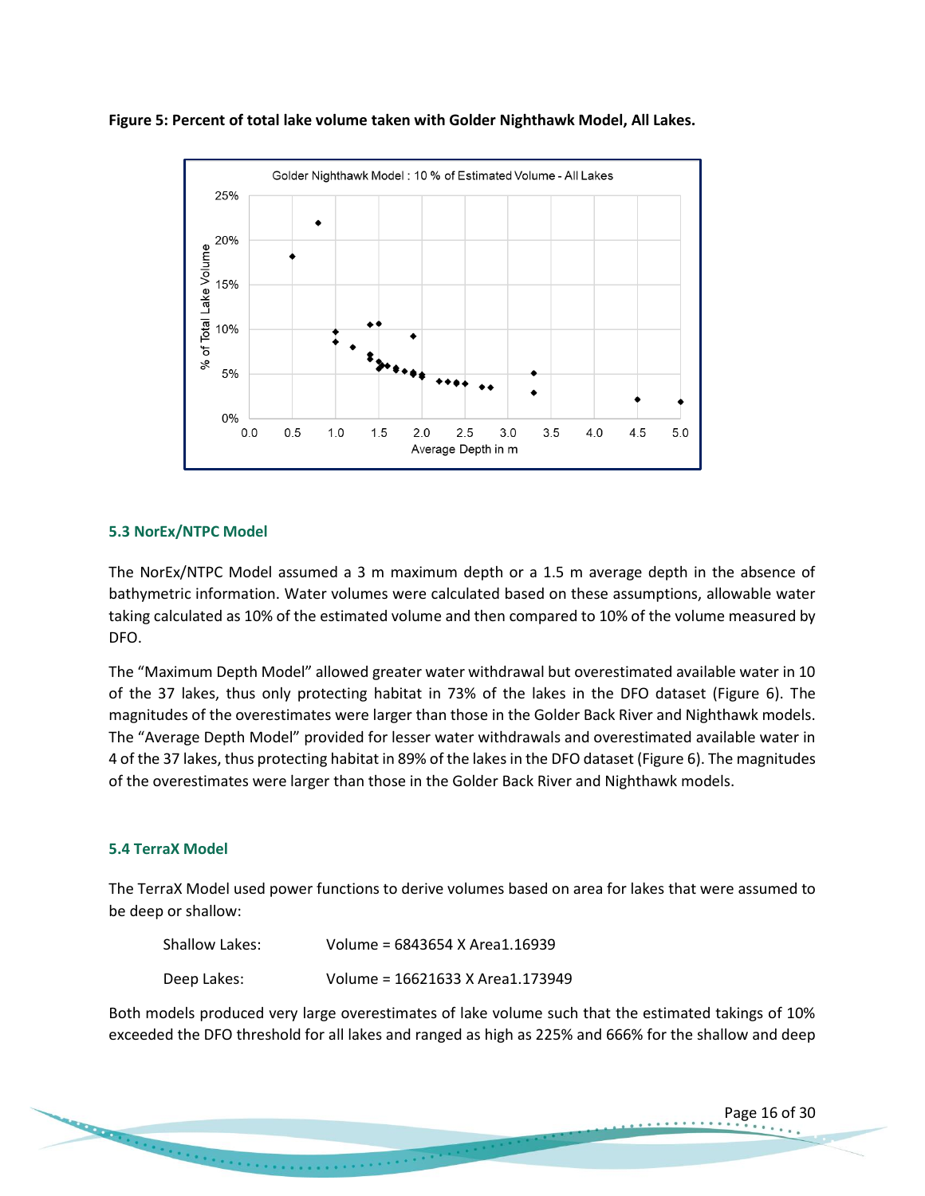**Figure 5: Percent of total lake volume taken with Golder Nighthawk Model, All Lakes.**

### 5.3 NorEx/NTPC Model

The NorEx/NTPC Model assumed a 3 m maximum depth or a 1.5 m average depth in the absence of bathymetric information. Water volumes were calculated based on these assumptions, allowable water taking calculated as 10% of the estimated volume and then compared to 10% of the volume measured by DFO.

The "Maximum Depth Model" allowed greater water withdrawal but overestimated available water in 10 of the 37 lakes, thus only protecting habitat in 73% of the lakes in the DFO dataset (Figure 6). The magnitudes of the overestimates were larger than those in the Golder Back River and Nighthawk models. The "Average Depth Model" provided for lesser water withdrawals and overestimated available water in 4 of the 37 lakes, thus protecting habitat in 89% of the lakes in the DFO dataset (Figure 6). The magnitudes of the overestimates were larger than those in the Golder Back River and Nighthawk models.

### 5.4 TerraX Model

The TerraX Model used power functions to derive volumes based on area for lakes that were assumed to be deep or shallow:

Shallow Lakes: Volume = 6843654 X Area1.16939

Deep Lakes: Volume = 16621633 X Area1.173949

Both models produced very large overestimates of lake volume such that the estimated takings of 10% exceeded the DFO threshold for all lakes and ranged as high as 225% and 666% for the shallow and deep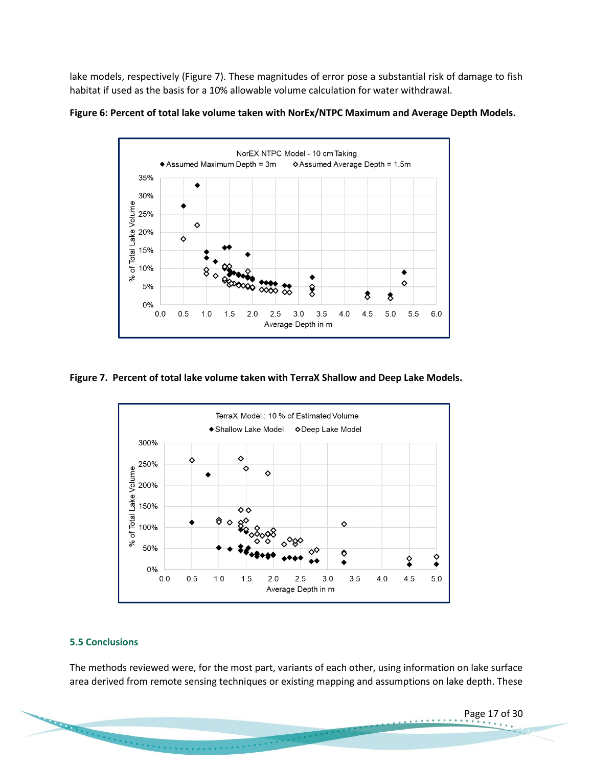lake models, respectively (Figure 7). These magnitudes of error pose a substantial risk of damage to fish habitat if used as the basis for a 10% allowable volume calculation for water withdrawal.

**Figure 6: Percent of total lake volume taken with NorEx/NTPC Maximum and Average Depth Models.**

**Figure 7. Percent of total lake volume taken with TerraX Shallow and Deep Lake Models.**

### 5.5 Conclusions

The methods reviewed were, for the most part, variants of each other, using information on lake surface area derived from remote sensing techniques or existing mapping and assumptions on lake depth. These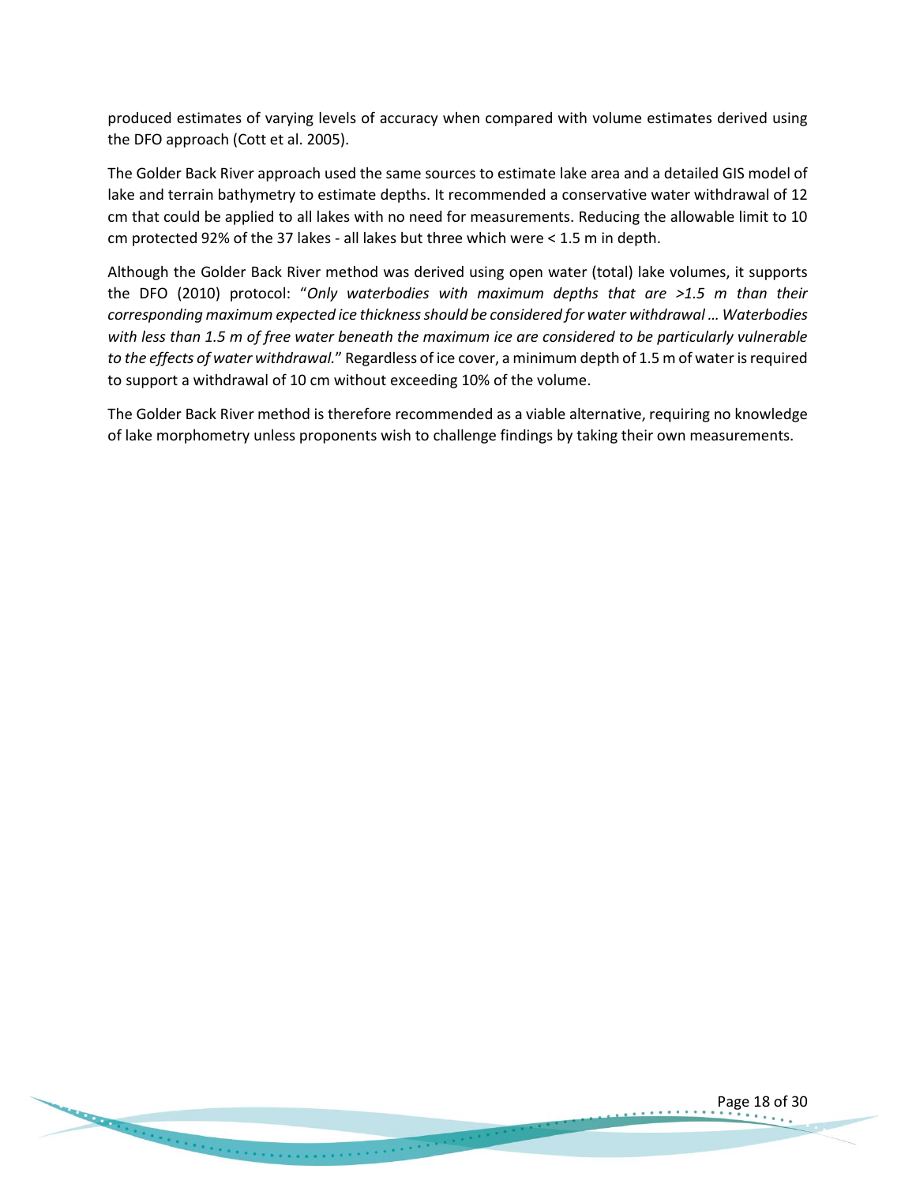produced estimates of varying levels of accuracy when compared with volume estimates derived using the DFO approach (Cott et al. 2005).

The Golder Back River approach used the same sources to estimate lake area and a detailed GIS model of lake and terrain bathymetry to estimate depths. It recommended a conservative water withdrawal of 12 cm that could be applied to all lakes with no need for measurements. Reducing the allowable limit to 10 cm protected 92% of the 37 lakes - all lakes but three which were < 1.5 m in depth.

Although the Golder Back River method was derived using open water (total) lake volumes, it supports the DFO (2010) protocol: "*Only waterbodies with maximum depths that are >1.5 m than their corresponding maximum expected ice thickness should be considered for water withdrawal … Waterbodies with less than 1.5 m of free water beneath the maximum ice are considered to be particularly vulnerable to the effects of water withdrawal.*" Regardless of ice cover, a minimum depth of 1.5 m of water is required to support a withdrawal of 10 cm without exceeding 10% of the volume.

The Golder Back River method is therefore recommended as a viable alternative, requiring no knowledge of lake morphometry unless proponents wish to challenge findings by taking their own measurements.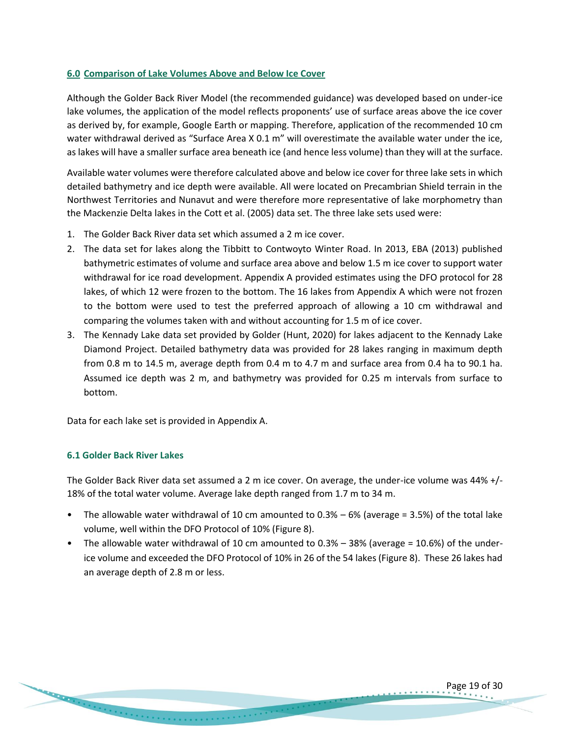## 6.0 Comparison of Lake Volumes Above and Below Ice Cover

Although the Golder Back River Model (the recommended guidance) was developed based on under-ice lake volumes, the application of the model reflects proponents' use of surface areas above the ice cover as derived by, for example, Google Earth or mapping. Therefore, application of the recommended 10 cm water withdrawal derived as "Surface Area X 0.1 m" will overestimate the available water under the ice, as lakes will have a smaller surface area beneath ice (and hence less volume) than they will at the surface.

Available water volumes were therefore calculated above and below ice cover for three lake sets in which detailed bathymetry and ice depth were available. All were located on Precambrian Shield terrain in the Northwest Territories and Nunavut and were therefore more representative of lake morphometry than the Mackenzie Delta lakes in the Cott et al. (2005) data set. The three lake sets used were:

1. The Golder Back River data set which assumed a 2 m ice cover.
2. The data set for lakes along the Tibbitt to Contwoyto Winter Road. In 2013, EBA (2013) published bathymetric estimates of volume and surface area above and below 1.5 m ice cover to support water withdrawal for ice road development. Appendix A provided estimates using the DFO protocol for 28 lakes, of which 12 were frozen to the bottom. The 16 lakes from Appendix A which were not frozen to the bottom were used to test the preferred approach of allowing a 10 cm withdrawal and comparing the volumes taken with and without accounting for 1.5 m of ice cover.
3. The Kennady Lake data set provided by Golder (Hunt, 2020) for lakes adjacent to the Kennady Lake Diamond Project. Detailed bathymetry data was provided for 28 lakes ranging in maximum depth from 0.8 m to 14.5 m, average depth from 0.4 m to 4.7 m and surface area from 0.4 ha to 90.1 ha. Assumed ice depth was 2 m, and bathymetry was provided for 0.25 m intervals from surface to bottom.

Data for each lake set is provided in Appendix A.

### 6.1 Golder Back River Lakes

The Golder Back River data set assumed a 2 m ice cover. On average, the under-ice volume was 44% +/- 18% of the total water volume. Average lake depth ranged from 1.7 m to 34 m.

- The allowable water withdrawal of 10 cm amounted to 0.3% – 6% (average = 3.5%) of the total lake volume, well within the DFO Protocol of 10% (Figure 8).
- The allowable water withdrawal of 10 cm amounted to 0.3% – 38% (average = 10.6%) of the under-ice volume and exceeded the DFO Protocol of 10% in 26 of the 54 lakes (Figure 8). These 26 lakes had an average depth of 2.8 m or less.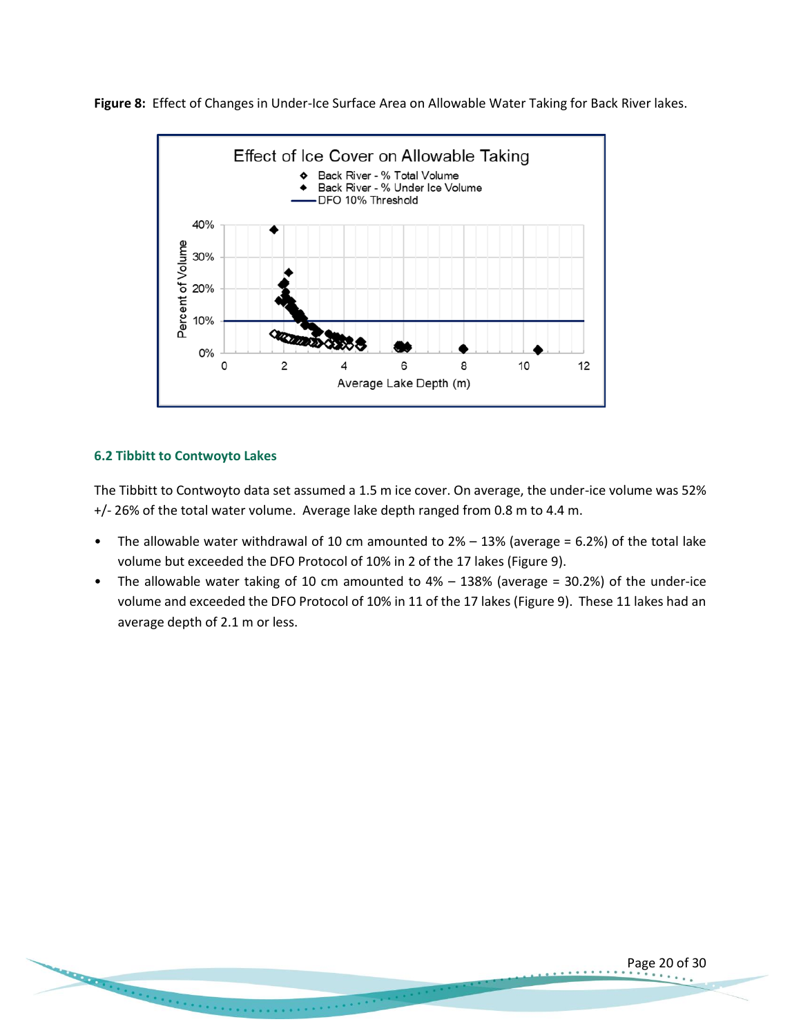**Figure 8:** Effect of Changes in Under-Ice Surface Area on Allowable Water Taking for Back River lakes.

### 6.2 Tibbitt to Contwoyto Lakes

The Tibbitt to Contwoyto data set assumed a 1.5 m ice cover. On average, the under-ice volume was 52% +/- 26% of the total water volume. Average lake depth ranged from 0.8 m to 4.4 m.

- The allowable water withdrawal of 10 cm amounted to 2% – 13% (average = 6.2%) of the total lake volume but exceeded the DFO Protocol of 10% in 2 of the 17 lakes (Figure 9).
- The allowable water taking of 10 cm amounted to 4% – 138% (average = 30.2%) of the under-ice volume and exceeded the DFO Protocol of 10% in 11 of the 17 lakes (Figure 9). These 11 lakes had an average depth of 2.1 m or less.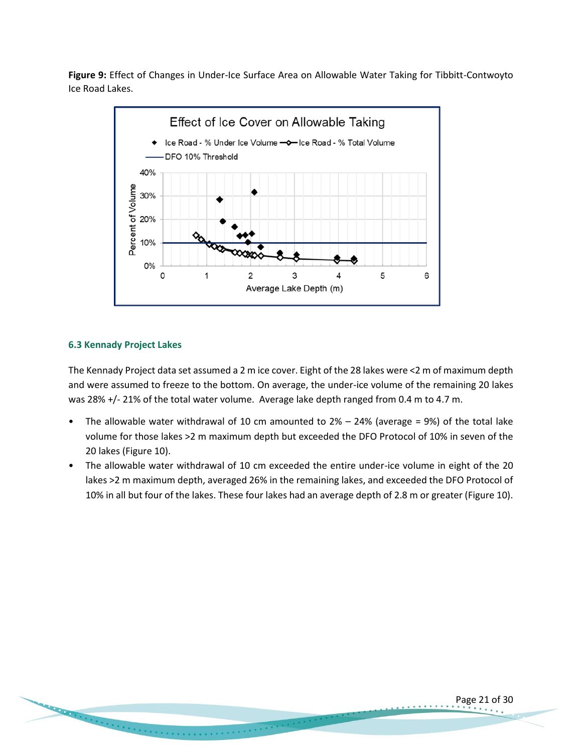**Figure 9:** Effect of Changes in Under-Ice Surface Area on Allowable Water Taking for Tibbitt-Contwoyto Ice Road Lakes.

### 6.3 Kennady Project Lakes

The Kennady Project data set assumed a 2 m ice cover. Eight of the 28 lakes were <2 m of maximum depth and were assumed to freeze to the bottom. On average, the under-ice volume of the remaining 20 lakes was 28% +/- 21% of the total water volume. Average lake depth ranged from 0.4 m to 4.7 m.

- The allowable water withdrawal of 10 cm amounted to 2% – 24% (average = 9%) of the total lake volume for those lakes >2 m maximum depth but exceeded the DFO Protocol of 10% in seven of the 20 lakes (Figure 10).
- The allowable water withdrawal of 10 cm exceeded the entire under-ice volume in eight of the 20 lakes >2 m maximum depth, averaged 26% in the remaining lakes, and exceeded the DFO Protocol of 10% in all but four of the lakes. These four lakes had an average depth of 2.8 m or greater (Figure 10).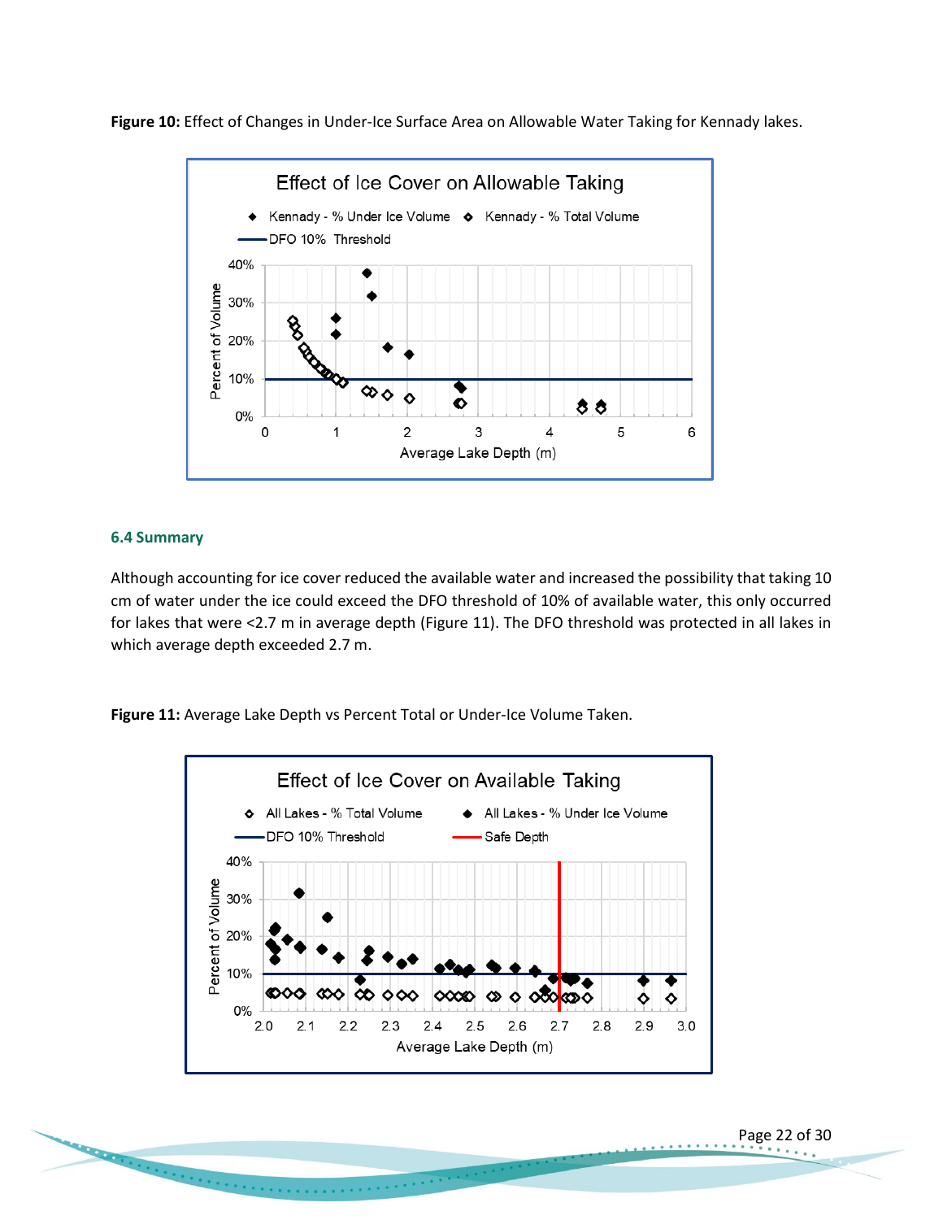**Figure 10:** Effect of Changes in Under-Ice Surface Area on Allowable Water Taking for Kennady lakes.

## 6.4 Summary

Although accounting for ice cover reduced the available water and increased the possibility that taking 10 cm of water under the ice could exceed the DFO threshold of 10% of available water, this only occurred for lakes that were <2.7 m in average depth (Figure 11). The DFO threshold was protected in all lakes in which average depth exceeded 2.7 m.

**Figure 11:** Average Lake Depth vs Percent Total or Under-Ice Volume Taken.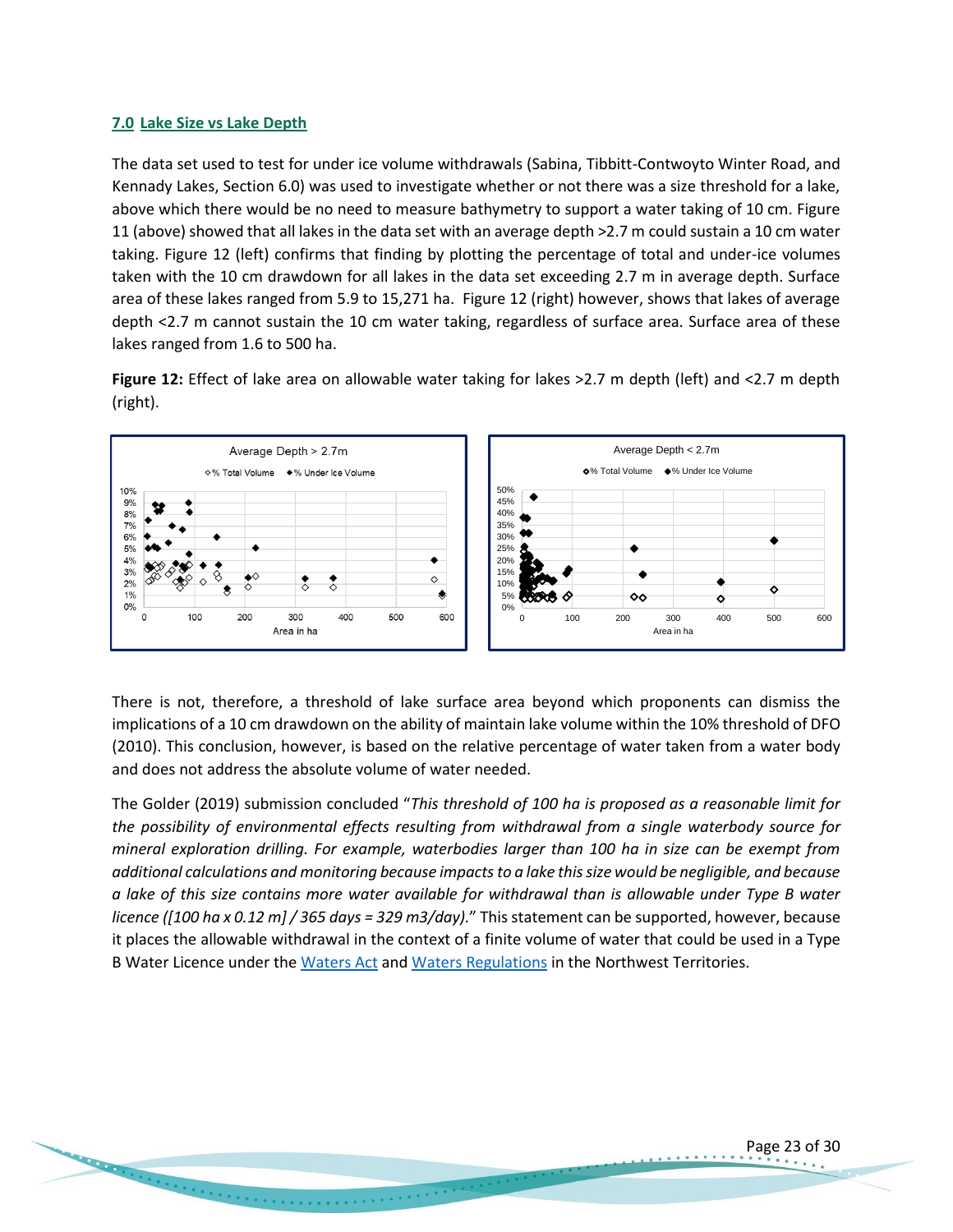## 7.0 Lake Size vs Lake Depth

The data set used to test for under ice volume withdrawals (Sabina, Tibbitt-Contwoyto Winter Road, and Kennady Lakes, Section 6.0) was used to investigate whether or not there was a size threshold for a lake, above which there would be no need to measure bathymetry to support a water taking of 10 cm. Figure 11 (above) showed that all lakes in the data set with an average depth >2.7 m could sustain a 10 cm water taking. Figure 12 (left) confirms that finding by plotting the percentage of total and under-ice volumes taken with the 10 cm drawdown for all lakes in the data set exceeding 2.7 m in average depth. Surface area of these lakes ranged from 5.9 to 15,271 ha. Figure 12 (right) however, shows that lakes of average depth <2.7 m cannot sustain the 10 cm water taking, regardless of surface area. Surface area of these lakes ranged from 1.6 to 500 ha.

**Figure 12:** Effect of lake area on allowable water taking for lakes >2.7 m depth (left) and <2.7 m depth (right).

There is not, therefore, a threshold of lake surface area beyond which proponents can dismiss the implications of a 10 cm drawdown on the ability of maintain lake volume within the 10% threshold of DFO (2010). This conclusion, however, is based on the relative percentage of water taken from a water body and does not address the absolute volume of water needed.

The Golder (2019) submission concluded "*This threshold of 100 ha is proposed as a reasonable limit for the possibility of environmental effects resulting from withdrawal from a single waterbody source for mineral exploration drilling. For example, waterbodies larger than 100 ha in size can be exempt from additional calculations and monitoring because impacts to a lake this size would be negligible, and because a lake of this size contains more water available for withdrawal than is allowable under Type B water licence ([100 ha x 0.12 m] / 365 days = 329 m3/day).*" This statement can be supported, however, because it places the allowable withdrawal in the context of a finite volume of water that could be used in a Type B Water Licence under the Waters Act and Waters Regulations in the Northwest Territories.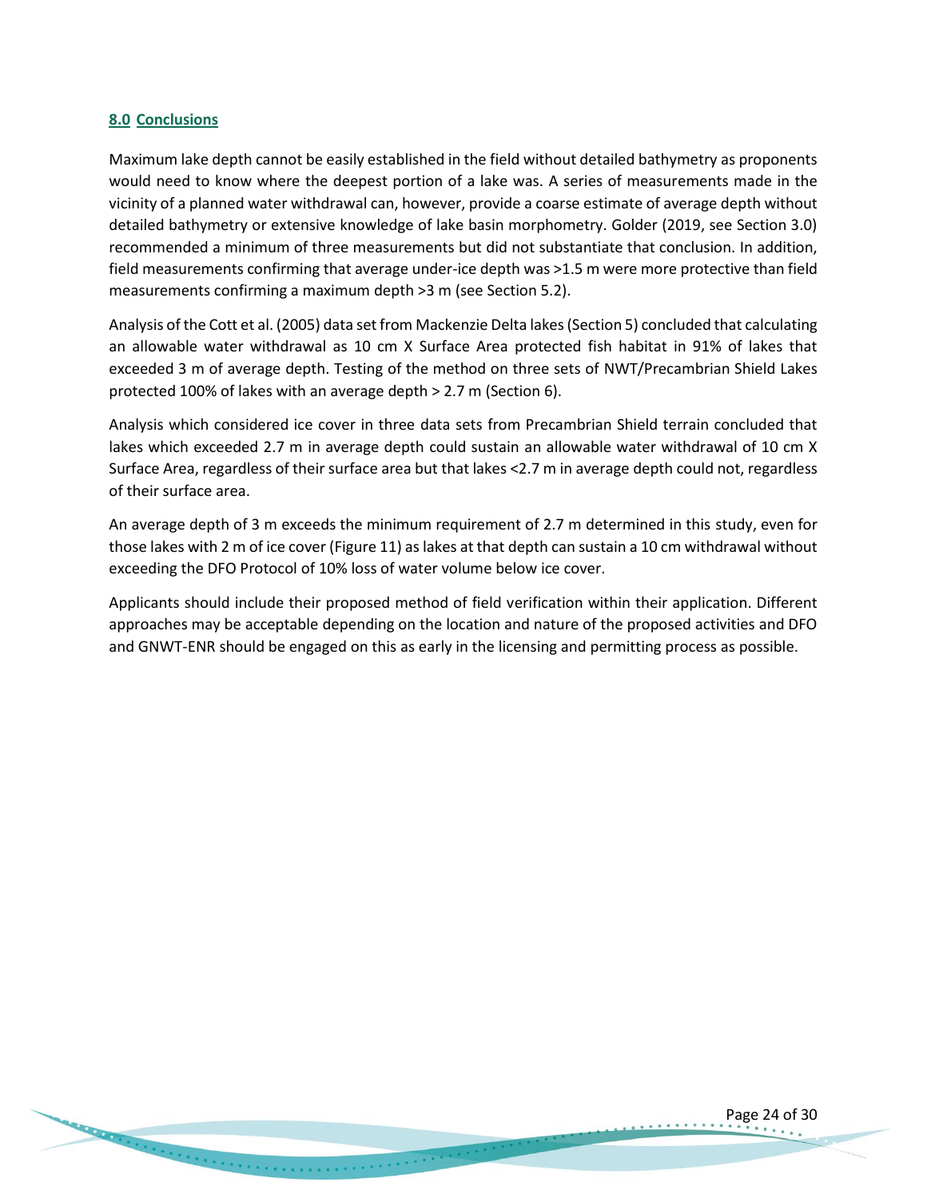## 8.0 Conclusions

Maximum lake depth cannot be easily established in the field without detailed bathymetry as proponents would need to know where the deepest portion of a lake was. A series of measurements made in the vicinity of a planned water withdrawal can, however, provide a coarse estimate of average depth without detailed bathymetry or extensive knowledge of lake basin morphometry. Golder (2019, see Section 3.0) recommended a minimum of three measurements but did not substantiate that conclusion. In addition, field measurements confirming that average under-ice depth was >1.5 m were more protective than field measurements confirming a maximum depth >3 m (see Section 5.2).

Analysis of the Cott et al. (2005) data set from Mackenzie Delta lakes (Section 5) concluded that calculating an allowable water withdrawal as 10 cm X Surface Area protected fish habitat in 91% of lakes that exceeded 3 m of average depth. Testing of the method on three sets of NWT/Precambrian Shield Lakes protected 100% of lakes with an average depth > 2.7 m (Section 6).

Analysis which considered ice cover in three data sets from Precambrian Shield terrain concluded that lakes which exceeded 2.7 m in average depth could sustain an allowable water withdrawal of 10 cm X Surface Area, regardless of their surface area but that lakes <2.7 m in average depth could not, regardless of their surface area.

An average depth of 3 m exceeds the minimum requirement of 2.7 m determined in this study, even for those lakes with 2 m of ice cover (Figure 11) as lakes at that depth can sustain a 10 cm withdrawal without exceeding the DFO Protocol of 10% loss of water volume below ice cover.

Applicants should include their proposed method of field verification within their application. Different approaches may be acceptable depending on the location and nature of the proposed activities and DFO and GNWT-ENR should be engaged on this as early in the licensing and permitting process as possible.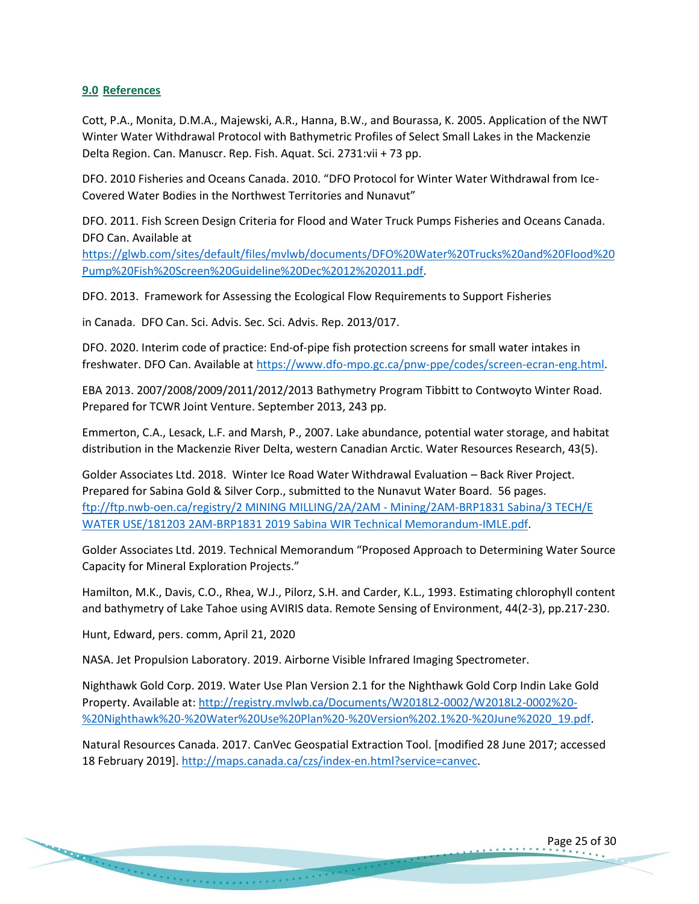## 9.0 References

Cott, P.A., Monita, D.M.A., Majewski, A.R., Hanna, B.W., and Bourassa, K. 2005. Application of the NWT Winter Water Withdrawal Protocol with Bathymetric Profiles of Select Small Lakes in the Mackenzie Delta Region. Can. Manuscr. Rep. Fish. Aquat. Sci. 2731:vii + 73 pp.

DFO. 2010 Fisheries and Oceans Canada. 2010. "DFO Protocol for Winter Water Withdrawal from Ice-Covered Water Bodies in the Northwest Territories and Nunavut"

DFO. 2011. Fish Screen Design Criteria for Flood and Water Truck Pumps Fisheries and Oceans Canada. DFO Can. Available at https://glwb.com/sites/default/files/mvlwb/documents/DFO%20Water%20Trucks%20and%20Flood%20Pump%20Fish%20Screen%20Guideline%20Dec%2012%202011.pdf.

DFO. 2013. Framework for Assessing the Ecological Flow Requirements to Support Fisheries

in Canada. DFO Can. Sci. Advis. Sec. Sci. Advis. Rep. 2013/017.

DFO. 2020. Interim code of practice: End-of-pipe fish protection screens for small water intakes in freshwater. DFO Can. Available at https://www.dfo-mpo.gc.ca/pnw-ppe/codes/screen-ecran-eng.html.

EBA 2013. 2007/2008/2009/2011/2012/2013 Bathymetry Program Tibbitt to Contwoyto Winter Road. Prepared for TCWR Joint Venture. September 2013, 243 pp.

Emmerton, C.A., Lesack, L.F. and Marsh, P., 2007. Lake abundance, potential water storage, and habitat distribution in the Mackenzie River Delta, western Canadian Arctic. Water Resources Research, 43(5).

Golder Associates Ltd. 2018. Winter Ice Road Water Withdrawal Evaluation – Back River Project. Prepared for Sabina Gold & Silver Corp., submitted to the Nunavut Water Board. 56 pages. ftp://ftp.nwb-oen.ca/registry/2 MINING MILLING/2A/2AM - Mining/2AM-BRP1831 Sabina/3 TECH/E WATER USE/181203 2AM-BRP1831 2019 Sabina WIR Technical Memorandum-IMLE.pdf.

Golder Associates Ltd. 2019. Technical Memorandum "Proposed Approach to Determining Water Source Capacity for Mineral Exploration Projects."

Hamilton, M.K., Davis, C.O., Rhea, W.J., Pilorz, S.H. and Carder, K.L., 1993. Estimating chlorophyll content and bathymetry of Lake Tahoe using AVIRIS data. Remote Sensing of Environment, 44(2-3), pp.217-230.

Hunt, Edward, pers. comm, April 21, 2020

NASA. Jet Propulsion Laboratory. 2019. Airborne Visible Infrared Imaging Spectrometer.

Nighthawk Gold Corp. 2019. Water Use Plan Version 2.1 for the Nighthawk Gold Corp Indin Lake Gold Property. Available at: http://registry.mvlwb.ca/Documents/W2018L2-0002/W2018L2-0002%20-%20Nighthawk%20-%20Water%20Use%20Plan%20-%20Version%202.1%20-%20June%2020_19.pdf.

Natural Resources Canada. 2017. CanVec Geospatial Extraction Tool. [modified 28 June 2017; accessed 18 February 2019]. http://maps.canada.ca/czs/index-en.html?service=canvec.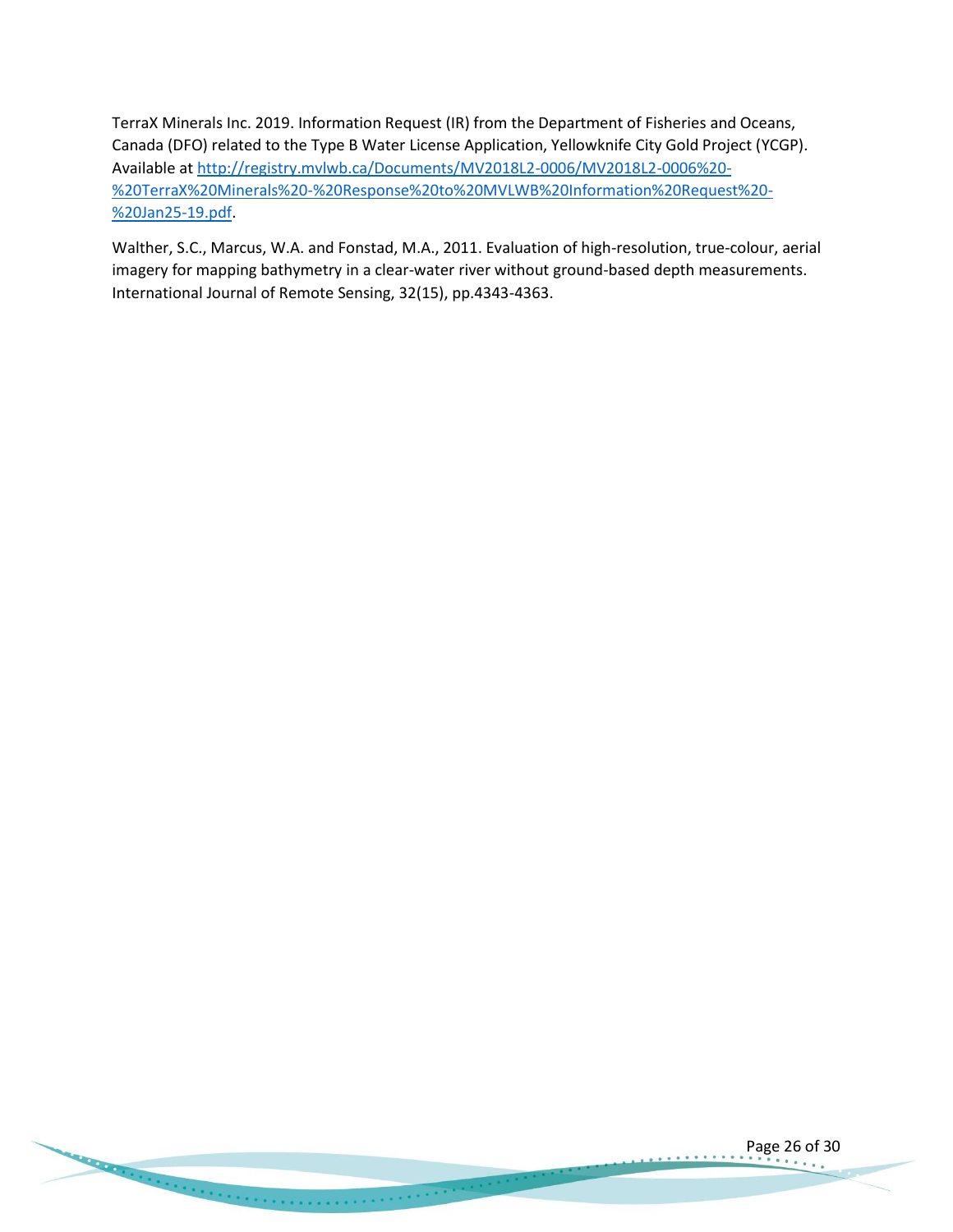TerraX Minerals Inc. 2019. Information Request (IR) from the Department of Fisheries and Oceans, Canada (DFO) related to the Type B Water License Application, Yellowknife City Gold Project (YCGP). Available at [http://registry.mvlwb.ca/Documents/MV2018L2-0006/MV2018L2-0006%20-%20TerraX%20Minerals%20-%20Response%20to%20MVLWB%20Information%20Request%20-%20Jan25-19.pdf](http://registry.mvlwb.ca/Documents/MV2018L2-0006/MV2018L2-0006%20-%20TerraX%20Minerals%20-%20Response%20to%20MVLWB%20Information%20Request%20-%20Jan25-19.pdf).

Walther, S.C., Marcus, W.A. and Fonstad, M.A., 2011. Evaluation of high-resolution, true-colour, aerial imagery for mapping bathymetry in a clear-water river without ground-based depth measurements. International Journal of Remote Sensing, 32(15), pp.4343-4363.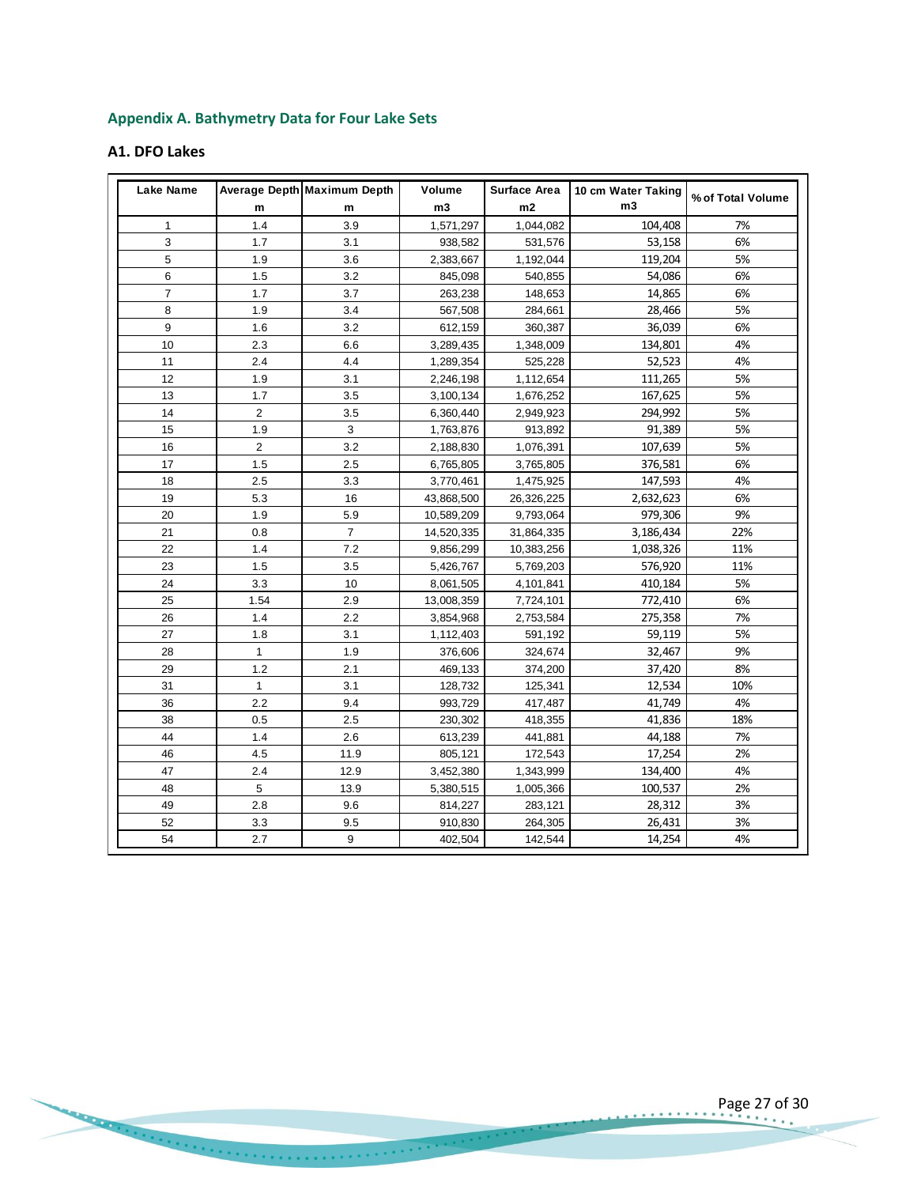## Appendix A. Bathymetry Data for Four Lake Sets

### A1. DFO Lakes

| Lake Name | Average Depth m | Maximum Depth m | Volume m3 | Surface Area m2 | 10 cm Water Taking m3 | % of Total Volume |
|---|---|---|---|---|---|---|
| 1 | 1.4 | 3.9 | 1,571,297 | 1,044,082 | 104,408 | 7% |
| 3 | 1.7 | 3.1 | 938,582 | 531,576 | 53,158 | 6% |
| 5 | 1.9 | 3.6 | 2,383,667 | 1,192,044 | 119,204 | 5% |
| 6 | 1.5 | 3.2 | 845,098 | 540,855 | 54,086 | 6% |
| 7 | 1.7 | 3.7 | 263,238 | 148,653 | 14,865 | 6% |
| 8 | 1.9 | 3.4 | 567,508 | 284,661 | 28,466 | 5% |
| 9 | 1.6 | 3.2 | 612,159 | 360,387 | 36,039 | 6% |
| 10 | 2.3 | 6.6 | 3,289,435 | 1,348,009 | 134,801 | 4% |
| 11 | 2.4 | 4.4 | 1,289,354 | 525,228 | 52,523 | 4% |
| 12 | 1.9 | 3.1 | 2,246,198 | 1,112,654 | 111,265 | 5% |
| 13 | 1.7 | 3.5 | 3,100,134 | 1,676,252 | 167,625 | 5% |
| 14 | 2 | 3.5 | 6,360,440 | 2,949,923 | 294,992 | 5% |
| 15 | 1.9 | 3 | 1,763,876 | 913,892 | 91,389 | 5% |
| 16 | 2 | 3.2 | 2,188,830 | 1,076,391 | 107,639 | 5% |
| 17 | 1.5 | 2.5 | 6,765,805 | 3,765,805 | 376,581 | 6% |
| 18 | 2.5 | 3.3 | 3,770,461 | 1,475,925 | 147,593 | 4% |
| 19 | 5.3 | 16 | 43,868,500 | 26,326,225 | 2,632,623 | 6% |
| 20 | 1.9 | 5.9 | 10,589,209 | 9,793,064 | 979,306 | 9% |
| 21 | 0.8 | 7 | 14,520,335 | 31,864,335 | 3,186,434 | 22% |
| 22 | 1.4 | 7.2 | 9,856,299 | 10,383,256 | 1,038,326 | 11% |
| 23 | 1.5 | 3.5 | 5,426,767 | 5,769,203 | 576,920 | 11% |
| 24 | 3.3 | 10 | 8,061,505 | 4,101,841 | 410,184 | 5% |
| 25 | 1.54 | 2.9 | 13,008,359 | 7,724,101 | 772,410 | 6% |
| 26 | 1.4 | 2.2 | 3,854,968 | 2,753,584 | 275,358 | 7% |
| 27 | 1.8 | 3.1 | 1,112,403 | 591,192 | 59,119 | 5% |
| 28 | 1 | 1.9 | 376,606 | 324,674 | 32,467 | 9% |
| 29 | 1.2 | 2.1 | 469,133 | 374,200 | 37,420 | 8% |
| 31 | 1 | 3.1 | 128,732 | 125,341 | 12,534 | 10% |
| 36 | 2.2 | 9.4 | 993,729 | 417,487 | 41,749 | 4% |
| 38 | 0.5 | 2.5 | 230,302 | 418,355 | 41,836 | 18% |
| 44 | 1.4 | 2.6 | 613,239 | 441,881 | 44,188 | 7% |
| 46 | 4.5 | 11.9 | 805,121 | 172,543 | 17,254 | 2% |
| 47 | 2.4 | 12.9 | 3,452,380 | 1,343,999 | 134,400 | 4% |
| 48 | 5 | 13.9 | 5,380,515 | 1,005,366 | 100,537 | 2% |
| 49 | 2.8 | 9.6 | 814,227 | 283,121 | 28,312 | 3% |
| 52 | 3.3 | 9.5 | 910,830 | 264,305 | 26,431 | 3% |
| 54 | 2.7 | 9 | 402,504 | 142,544 | 14,254 | 4% |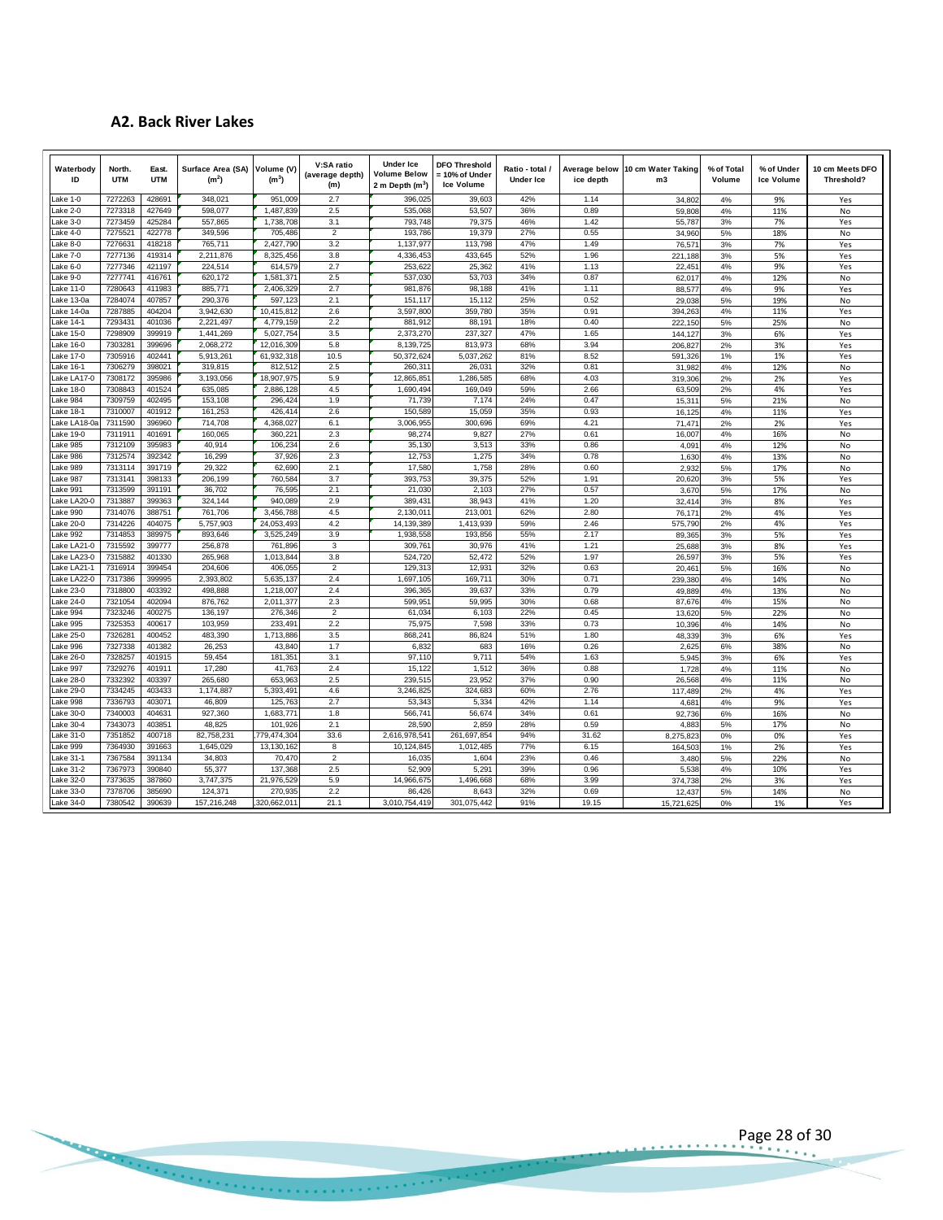## A2. Back River Lakes

| Waterbody ID | North. UTM | East. UTM | Surface Area (SA) ($m^2$) | Volume (V) ($m^3$) | V:SA ratio (average depth) (m) | Under Ice Volume Below 2 m Depth ($m^3$) | DFO Threshold = 10% of Under Ice Volume | Ratio - total / Under Ice | Average below ice depth | 10 cm Water Taking m3 | % of Total Volume | % of Under Ice Volume | 10 cm Meets DFO Threshold? |
|---|---|---|---|---|---|---|---|---|---|---|---|---|---|
| Lake 1-0 | 7272263 | 428691 | 348,021 | 951,009 | 2.7 | 396,025 | 39,603 | 42% | 1.14 | 34,802 | 4% | 9% | Yes |
| Lake 2-0 | 7273318 | 427649 | 598,077 | 1,487,839 | 2.5 | 535,068 | 53,507 | 36% | 0.89 | 59,808 | 4% | 11% | No |
| Lake 3-0 | 7273459 | 425284 | 557,865 | 1,738,708 | 3.1 | 793,748 | 79,375 | 46% | 1.42 | 55,787 | 3% | 7% | Yes |
| Lake 4-0 | 7275521 | 422778 | 349,596 | 705,486 | 2 | 193,786 | 19,379 | 27% | 0.55 | 34,960 | 5% | 18% | No |
| Lake 8-0 | 7276631 | 418218 | 765,711 | 2,427,790 | 3.2 | 1,137,977 | 113,798 | 47% | 1.49 | 76,571 | 3% | 7% | Yes |
| Lake 7-0 | 7277136 | 419314 | 2,211,876 | 8,325,456 | 3.8 | 4,336,453 | 433,645 | 52% | 1.96 | 221,188 | 3% | 5% | Yes |
| Lake 6-0 | 7277346 | 421197 | 224,514 | 614,579 | 2.7 | 253,622 | 25,362 | 41% | 1.13 | 22,451 | 4% | 9% | Yes |
| Lake 9-0 | 7277741 | 416761 | 620,172 | 1,581,371 | 2.5 | 537,030 | 53,703 | 34% | 0.87 | 62,017 | 4% | 12% | No |
| Lake 11-0 | 7280643 | 411983 | 885,771 | 2,406,329 | 2.7 | 981,876 | 98,188 | 41% | 1.11 | 88,577 | 4% | 9% | Yes |
| Lake 13-0a | 7284074 | 407857 | 290,376 | 597,123 | 2.1 | 151,117 | 15,112 | 25% | 0.52 | 29,038 | 5% | 19% | No |
| Lake 14-0a | 7287885 | 404204 | 3,942,630 | 10,415,812 | 2.6 | 3,597,800 | 359,780 | 35% | 0.91 | 394,263 | 4% | 11% | Yes |
| Lake 14-1 | 7293431 | 401036 | 2,221,497 | 4,779,159 | 2.2 | 881,912 | 88,191 | 18% | 0.40 | 222,150 | 5% | 25% | No |
| Lake 15-0 | 7298909 | 399919 | 1,441,269 | 5,027,754 | 3.5 | 2,373,270 | 237,327 | 47% | 1.65 | 144,127 | 3% | 6% | Yes |
| Lake 16-0 | 7303281 | 399696 | 2,068,272 | 12,016,309 | 5.8 | 8,139,725 | 813,973 | 68% | 3.94 | 206,827 | 2% | 3% | Yes |
| Lake 17-0 | 7305916 | 402441 | 5,913,261 | 61,932,318 | 10.5 | 50,372,624 | 5,037,262 | 81% | 8.52 | 591,326 | 1% | 1% | Yes |
| Lake 16-1 | 7306279 | 398021 | 319,815 | 812,512 | 2.5 | 260,311 | 26,031 | 32% | 0.81 | 31,982 | 4% | 12% | No |
| Lake LA17-0 | 7308172 | 395986 | 3,193,056 | 18,907,975 | 5.9 | 12,865,851 | 1,286,585 | 68% | 4.03 | 319,306 | 2% | 2% | Yes |
| Lake 18-0 | 7308843 | 401524 | 635,085 | 2,886,128 | 4.5 | 1,690,494 | 169,049 | 59% | 2.66 | 63,509 | 2% | 4% | Yes |
| Lake 984 | 7309759 | 402495 | 153,108 | 296,424 | 1.9 | 71,739 | 7,174 | 24% | 0.47 | 15,311 | 5% | 21% | No |
| Lake 18-1 | 7310007 | 401912 | 161,253 | 426,414 | 2.6 | 150,589 | 15,059 | 35% | 0.93 | 16,125 | 4% | 11% | Yes |
| Lake LA18-0a | 7311590 | 396960 | 714,708 | 4,368,027 | 6.1 | 3,006,955 | 300,696 | 69% | 4.21 | 71,471 | 2% | 2% | Yes |
| Lake 19-0 | 7311911 | 401691 | 160,065 | 360,221 | 2.3 | 98,274 | 9,827 | 27% | 0.61 | 16,007 | 4% | 16% | No |
| Lake 985 | 7312109 | 395983 | 40,914 | 106,234 | 2.6 | 35,130 | 3,513 | 33% | 0.86 | 4,091 | 4% | 12% | No |
| Lake 986 | 7312574 | 392342 | 16,299 | 37,926 | 2.3 | 12,753 | 1,275 | 34% | 0.78 | 1,630 | 4% | 13% | No |
| Lake 989 | 7313114 | 391719 | 29,322 | 62,690 | 2.1 | 17,580 | 1,758 | 28% | 0.60 | 2,932 | 5% | 17% | No |
| Lake 987 | 7313141 | 398133 | 206,199 | 760,584 | 3.7 | 393,753 | 39,375 | 52% | 1.91 | 20,620 | 3% | 5% | Yes |
| Lake 991 | 7313599 | 391191 | 36,702 | 76,595 | 2.1 | 21,030 | 2,103 | 27% | 0.57 | 3,670 | 5% | 17% | No |
| Lake LA20-0 | 7313887 | 399363 | 324,144 | 940,089 | 2.9 | 389,431 | 38,943 | 41% | 1.20 | 32,414 | 3% | 8% | Yes |
| Lake 990 | 7314076 | 388751 | 761,706 | 3,456,788 | 4.5 | 2,130,011 | 213,001 | 62% | 2.80 | 76,171 | 2% | 4% | Yes |
| Lake 20-0 | 7314226 | 404075 | 5,757,903 | 24,053,493 | 4.2 | 14,139,389 | 1,413,939 | 59% | 2.46 | 575,790 | 2% | 4% | Yes |
| Lake 992 | 7314853 | 389975 | 893,646 | 3,525,249 | 3.9 | 1,938,558 | 193,856 | 55% | 2.17 | 89,365 | 3% | 5% | Yes |
| Lake LA21-0 | 7315592 | 399777 | 256,878 | 761,896 | 3 | 309,761 | 30,976 | 41% | 1.21 | 25,688 | 3% | 8% | Yes |
| Lake LA23-0 | 7315882 | 401330 | 265,968 | 1,013,844 | 3.8 | 524,720 | 52,472 | 52% | 1.97 | 26,597 | 3% | 5% | Yes |
| Lake LA21-1 | 7316914 | 399454 | 204,606 | 406,055 | 2 | 129,313 | 12,931 | 32% | 0.63 | 20,461 | 5% | 16% | No |
| Lake LA22-0 | 7317386 | 399995 | 2,393,802 | 5,635,137 | 2.4 | 1,697,105 | 169,711 | 30% | 0.71 | 239,380 | 4% | 14% | No |
| Lake 23-0 | 7318800 | 403392 | 498,888 | 1,218,007 | 2.4 | 396,365 | 39,637 | 33% | 0.79 | 49,889 | 4% | 13% | No |
| Lake 24-0 | 7321054 | 402094 | 876,762 | 2,011,377 | 2.3 | 599,951 | 59,995 | 30% | 0.68 | 87,676 | 4% | 15% | No |
| Lake 994 | 7323246 | 400275 | 136,197 | 276,346 | 2 | 61,034 | 6,103 | 22% | 0.45 | 13,620 | 5% | 22% | No |
| Lake 995 | 7325353 | 400617 | 103,959 | 233,491 | 2.2 | 75,975 | 7,598 | 33% | 0.73 | 10,396 | 4% | 14% | No |
| Lake 25-0 | 7326281 | 400452 | 483,390 | 1,713,886 | 3.5 | 868,241 | 86,824 | 51% | 1.80 | 48,339 | 3% | 6% | Yes |
| Lake 996 | 7327338 | 401382 | 26,253 | 43,840 | 1.7 | 6,832 | 683 | 16% | 0.26 | 2,625 | 6% | 38% | No |
| Lake 26-0 | 7328257 | 401915 | 59,454 | 181,351 | 3.1 | 97,110 | 9,711 | 54% | 1.63 | 5,945 | 3% | 6% | Yes |
| Lake 997 | 7329276 | 401911 | 17,280 | 41,763 | 2.4 | 15,122 | 1,512 | 36% | 0.88 | 1,728 | 4% | 11% | No |
| Lake 28-0 | 7332392 | 403397 | 265,680 | 653,963 | 2.5 | 239,515 | 23,952 | 37% | 0.90 | 26,568 | 4% | 11% | No |
| Lake 29-0 | 7334245 | 403433 | 1,174,887 | 5,393,491 | 4.6 | 3,246,825 | 324,683 | 60% | 2.76 | 117,489 | 2% | 4% | Yes |
| Lake 998 | 7336793 | 403071 | 46,809 | 125,763 | 2.7 | 53,343 | 5,334 | 42% | 1.14 | 4,681 | 4% | 9% | Yes |
| Lake 30-0 | 7340003 | 404631 | 927,360 | 1,683,771 | 1.8 | 566,741 | 56,674 | 34% | 0.61 | 92,736 | 6% | 16% | No |
| Lake 30-4 | 7343073 | 403851 | 48,825 | 101,926 | 2.1 | 28,590 | 2,859 | 28% | 0.59 | 4,883 | 5% | 17% | No |
| Lake 31-0 | 7351852 | 400718 | 82,758,231 | 2,779,474,304 | 33.6 | 2,616,978,541 | 261,697,854 | 94% | 31.62 | 8,275,823 | 0% | 0% | Yes |
| Lake 999 | 7364930 | 391663 | 1,645,029 | 13,130,162 | 8 | 10,124,845 | 1,012,485 | 77% | 6.15 | 164,503 | 1% | 2% | Yes |
| Lake 31-1 | 7367584 | 391134 | 34,803 | 70,470 | 2 | 16,035 | 1,604 | 23% | 0.46 | 3,480 | 5% | 22% | No |
| Lake 31-2 | 7367973 | 390840 | 55,377 | 137,368 | 2.5 | 52,909 | 5,291 | 39% | 0.96 | 5,538 | 4% | 10% | Yes |
| Lake 32-0 | 7373635 | 387860 | 3,747,375 | 21,976,529 | 5.9 | 14,966,675 | 1,496,668 | 68% | 3.99 | 374,738 | 2% | 3% | Yes |
| Lake 33-0 | 7378706 | 385690 | 124,371 | 270,935 | 2.2 | 86,426 | 8,643 | 32% | 0.69 | 12,437 | 5% | 14% | No |
| Lake 34-0 | 7380542 | 390639 | 157,216,248 | 3,320,662,011 | 21.1 | 3,010,754,419 | 301,075,442 | 91% | 19.15 | 15,721,625 | 0% | 1% | Yes |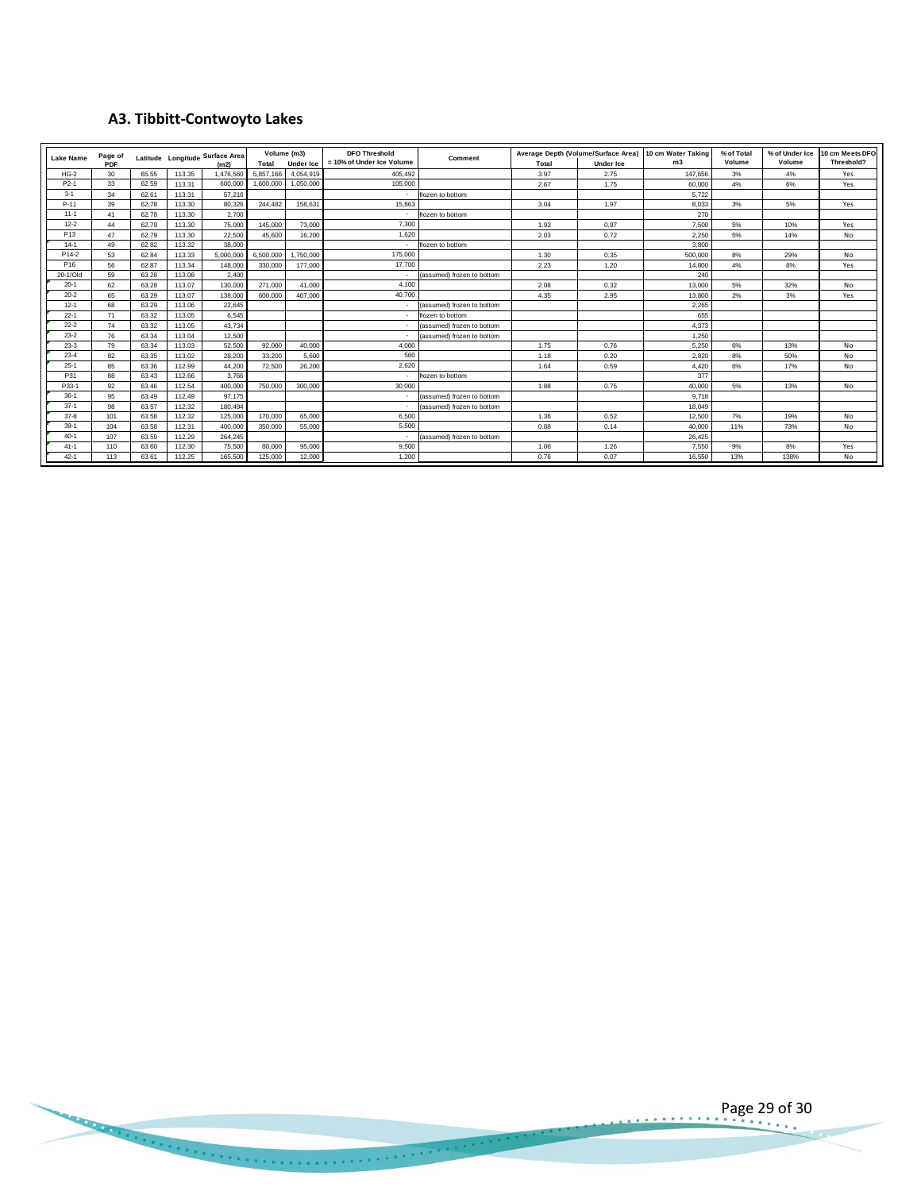### A3. Tibbitt-Contwoyto Lakes

| Lake Name | Page of PDF | Latitude | Longitude | Surface Area (m2) | Volume (m3) | | DFO Threshold = 10% of Under Ice Volume | Comment | Average Depth (Volume/Surface Area) | | 10 cm Water Taking m3 | % of Total Volume | % of Under Ice Volume | 10 cm Meets DFO Threshold? |
|---|---|---|---|---|---|---|---|---|---|---|---|---|---|---|
| | | | | | Total | Under Ice | | | Total | Under Ice | | | | |
| HG-2 | 30 | 65.55 | 113.35 | 1,476,560 | 5,857,166 | 4,054,919 | 405,492 | | 3.97 | 2.75 | 147,656 | 3% | 4% | Yes |
| P2-1 | 33 | 62.59 | 113.31 | 600,000 | 1,600,000 | 1,050,000 | 105,000 | | 2.67 | 1.75 | 60,000 | 4% | 6% | Yes |
| 3-1 | 34 | 62.61 | 113.31 | 57,216 | | | - | frozen to bottom | | | 5,722 | | | |
| P-11 | 39 | 62.78 | 113.30 | 80,326 | 244,482 | 158,631 | 15,863 | | 3.04 | 1.97 | 8,033 | 3% | 5% | Yes |
| 11-1 | 41 | 62.78 | 113.30 | 2,700 | | | - | frozen to bottom | | | 270 | | | |
| 12-2 | 44 | 62.79 | 113.30 | 75,000 | 145,000 | 73,000 | 7,300 | | 1.93 | 0.97 | 7,500 | 5% | 10% | Yes |
| P13 | 47 | 62.79 | 113.30 | 22,500 | 45,600 | 16,200 | 1,620 | | 2.03 | 0.72 | 2,250 | 5% | 14% | No |
| 14-1 | 49 | 62.82 | 113.32 | 38,000 | | | - | frozen to bottom | | | 3,800 | | | |
| P14-2 | 53 | 62.84 | 113.33 | 5,000,000 | 6,500,000 | 1,750,000 | 175,000 | | 1.30 | 0.35 | 500,000 | 8% | 29% | No |
| P16 | 56 | 62.87 | 113.34 | 148,000 | 330,000 | 177,000 | 17,700 | | 2.23 | 1.20 | 14,800 | 4% | 8% | Yes |
| 20-1/Old | 59 | 63.28 | 113.08 | 2,400 | | | - | (assumed) frozen to bottom | | | 240 | | | |
| 20-1 | 62 | 63.28 | 113.07 | 130,000 | 271,000 | 41,000 | 4,100 | | 2.08 | 0.32 | 13,000 | 5% | 32% | No |
| 20-2 | 65 | 63.29 | 113.07 | 138,000 | 600,000 | 407,000 | 40,700 | | 4.35 | 2.95 | 13,800 | 2% | 3% | Yes |
| 12-1 | 68 | 63.29 | 113.06 | 22,645 | | | - | (assumed) frozen to bottom | | | 2,265 | | | |
| 22-1 | 71 | 63.32 | 113.05 | 6,545 | | | - | frozen to bottom | | | 655 | | | |
| 22-2 | 74 | 63.32 | 113.05 | 43,734 | | | - | (assumed) frozen to bottom | | | 4,373 | | | |
| 23-2 | 76 | 63.34 | 113.04 | 12,500 | | | - | (assumed) frozen to bottom | | | 1,250 | | | |
| 23-3 | 79 | 63.34 | 113.03 | 52,500 | 92,000 | 40,000 | 4,000 | | 1.75 | 0.76 | 5,250 | 6% | 13% | No |
| 23-4 | 82 | 63.35 | 113.02 | 28,200 | 33,200 | 5,600 | 560 | | 1.18 | 0.20 | 2,820 | 8% | 50% | No |
| 25-1 | 85 | 63.36 | 112.99 | 44,200 | 72,500 | 26,200 | 2,620 | | 1.64 | 0.59 | 4,420 | 6% | 17% | No |
| P31 | 88 | 63.43 | 112.66 | 3,766 | | | - | frozen to bottom | | | 377 | | | |
| P33-1 | 92 | 63.46 | 112.54 | 400,000 | 750,000 | 300,000 | 30,000 | | 1.88 | 0.75 | 40,000 | 5% | 13% | No |
| 36-1 | 95 | 63.49 | 112.49 | 97,175 | | | - | (assumed) frozen to bottom | | | 9,718 | | | |
| 37-1 | 98 | 63.57 | 112.32 | 180,494 | | | - | (assumed) frozen to bottom | | | 18,049 | | | |
| 37-8 | 101 | 63.58 | 112.32 | 125,000 | 170,000 | 65,000 | 6,500 | | 1.36 | 0.52 | 12,500 | 7% | 19% | No |
| 39-1 | 104 | 63.58 | 112.31 | 400,000 | 350,000 | 55,000 | 5,500 | | 0.88 | 0.14 | 40,000 | 11% | 73% | No |
| 40-1 | 107 | 63.59 | 112.29 | 264,245 | | | - | (assumed) frozen to bottom | | | 26,425 | | | |
| 41-1 | 110 | 63.60 | 112.30 | 75,500 | 80,000 | 95,000 | 9,500 | | 1.06 | 1.26 | 7,550 | 9% | 8% | Yes |
| 42-1 | 113 | 63.61 | 112.25 | 165,500 | 125,000 | 12,000 | 1,200 | | 0.76 | 0.07 | 16,550 | 13% | 138% | No |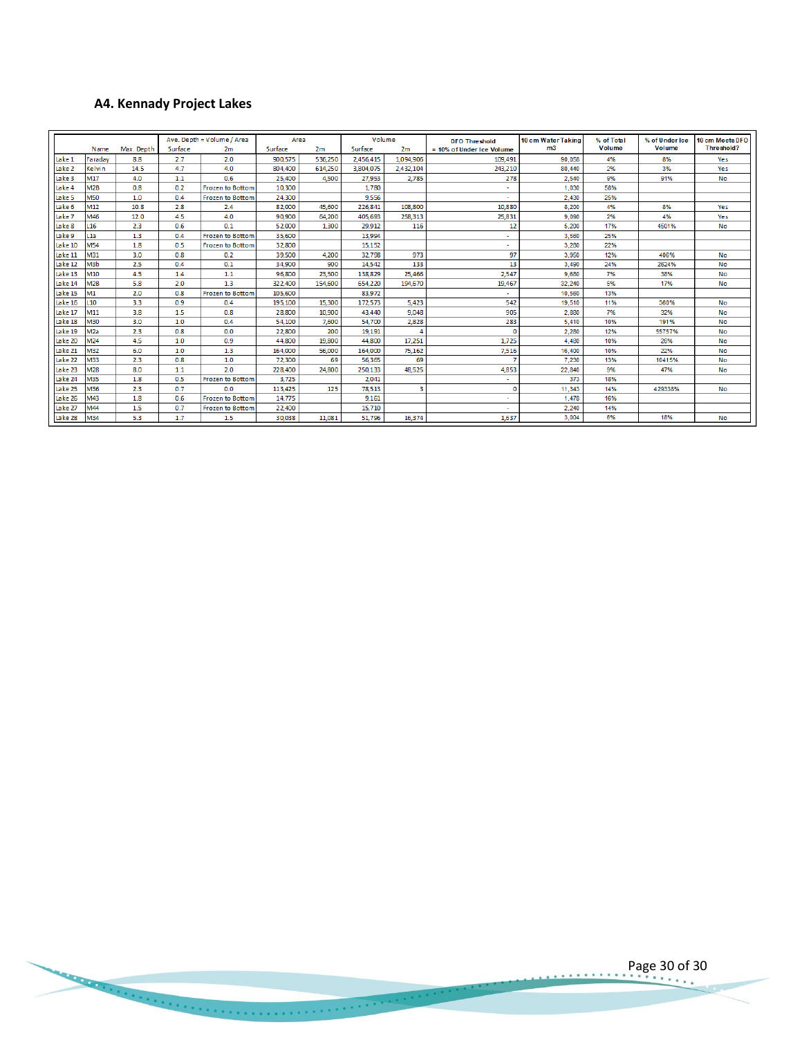## A4. Kennady Project Lakes

| | Name | Max. Depth | Ave. Depth = Volume / Area | | Area | | Volume | | DFO Threshold | 10 cm Water Taking m3 | % of Total Volume | % of Under Ice Volume | 10 cm Meets DFO Threshold? |
|---|---|---|---|---|---|---|---|---|---|---|---|---|---|
| | | | Surface | 2m | Surface | 2m | Surface | 2m | = 10% of Under Ice Volume | | | | |
| Lake 1 | Faraday | 8.8 | 2.7 | 2.0 | 900,575 | 536,250 | 2,456,415 | 1,094,906 | 109,491 | 90,058 | 4% | 8% | Yes |
| Lake 2 | Kelvin | 14.5 | 4.7 | 4.0 | 804,400 | 614,250 | 3,804,075 | 2,432,104 | 243,210 | 80,440 | 2% | 3% | Yes |
| Lake 3 | M17 | 4.0 | 1.1 | 0.6 | 25,400 | 4,500 | 27,953 | 2,785 | 278 | 2,540 | 9% | 91% | No |
| Lake 4 | M28 | 0.8 | 0.2 | Frozen to Bottom | 10,300 | | 1,780 | | - | 1,030 | 58% | | |
| Lake 5 | M50 | 1.0 | 0.4 | Frozen to Bottom | 24,300 | | 9,556 | | - | 2,430 | 25% | | |
| Lake 6 | M12 | 10.8 | 2.8 | 2.4 | 82,000 | 45,600 | 226,841 | 108,800 | 10,880 | 8,200 | 4% | 8% | Yes |
| Lake 7 | M46 | 12.0 | 4.5 | 4.0 | 90,900 | 64,200 | 405,693 | 258,313 | 25,831 | 9,090 | 2% | 4% | Yes |
| Lake 8 | L16 | 2.3 | 0.6 | 0.1 | 52,000 | 1,300 | 29,912 | 116 | 12 | 5,200 | 17% | 4501% | No |
| Lake 9 | L1a | 1.3 | 0.4 | Frozen to Bottom | 35,600 | | 13,994 | | - | 3,560 | 25% | | |
| Lake 10 | M54 | 1.8 | 0.5 | Frozen to Bottom | 32,800 | | 15,152 | | - | 3,280 | 22% | | |
| Lake 11 | M31 | 3.0 | 0.8 | 0.2 | 39,500 | 4,200 | 32,798 | 973 | 97 | 3,950 | 12% | 406% | No |
| Lake 12 | M3b | 2.5 | 0.4 | 0.1 | 34,900 | 900 | 14,542 | 133 | 13 | 3,490 | 24% | 2624% | No |
| Lake 13 | M10 | 4.5 | 1.4 | 1.1 | 96,800 | 23,500 | 138,829 | 25,466 | 2,547 | 9,680 | 7% | 38% | No |
| Lake 14 | M28 | 5.8 | 2.0 | 1.3 | 322,400 | 154,600 | 654,220 | 194,670 | 19,467 | 32,240 | 5% | 17% | No |
| Lake 15 | M1 | 2.0 | 0.8 | Frozen to Bottom | 105,600 | | 83,972 | | - | 10,560 | 13% | | |
| Lake 16 | L10 | 3.3 | 0.9 | 0.4 | 195,100 | 15,300 | 172,573 | 5,423 | 542 | 19,510 | 11% | 360% | No |
| Lake 17 | M11 | 3.8 | 1.5 | 0.8 | 28,800 | 10,900 | 43,440 | 9,048 | 905 | 2,880 | 7% | 32% | No |
| Lake 18 | M30 | 3.0 | 1.0 | 0.4 | 54,100 | 7,600 | 54,700 | 2,828 | 283 | 5,410 | 10% | 191% | No |
| Lake 19 | M2a | 2.3 | 0.8 | 0.0 | 22,800 | 200 | 19,191 | 4 | 0 | 2,280 | 12% | 55757% | No |
| Lake 20 | M24 | 4.5 | 1.0 | 0.9 | 44,800 | 19,800 | 44,800 | 17,251 | 1,725 | 4,480 | 10% | 26% | No |
| Lake 21 | M32 | 6.0 | 1.0 | 1.3 | 164,000 | 56,000 | 164,000 | 75,162 | 7,516 | 16,400 | 10% | 22% | No |
| Lake 22 | M33 | 2.3 | 0.8 | 1.0 | 72,300 | 69 | 56,365 | 69 | 7 | 7,230 | 13% | 10415% | No |
| Lake 23 | M28 | 8.0 | 1.1 | 2.0 | 228,400 | 24,800 | 250,133 | 48,525 | 4,853 | 22,840 | 9% | 47% | No |
| Lake 24 | M35 | 1.8 | 0.5 | Frozen to Bottom | 3,725 | | 2,041 | | - | 373 | 18% | | |
| Lake 25 | M36 | 2.3 | 0.7 | 0.0 | 113,425 | 125 | 78,513 | 3 | 0 | 11,343 | 14% | 429338% | No |
| Lake 26 | M43 | 1.8 | 0.6 | Frozen to Bottom | 14,775 | | 9,161 | | - | 1,478 | 16% | | |
| Lake 27 | M44 | 1.5 | 0.7 | Frozen to Bottom | 22,400 | | 15,710 | | - | 2,240 | 14% | | |
| Lake 28 | M34 | 5.3 | 1.7 | 1.5 | 30,038 | 11,081 | 51,796 | 16,374 | 1,637 | 3,004 | 6% | 18% | No |